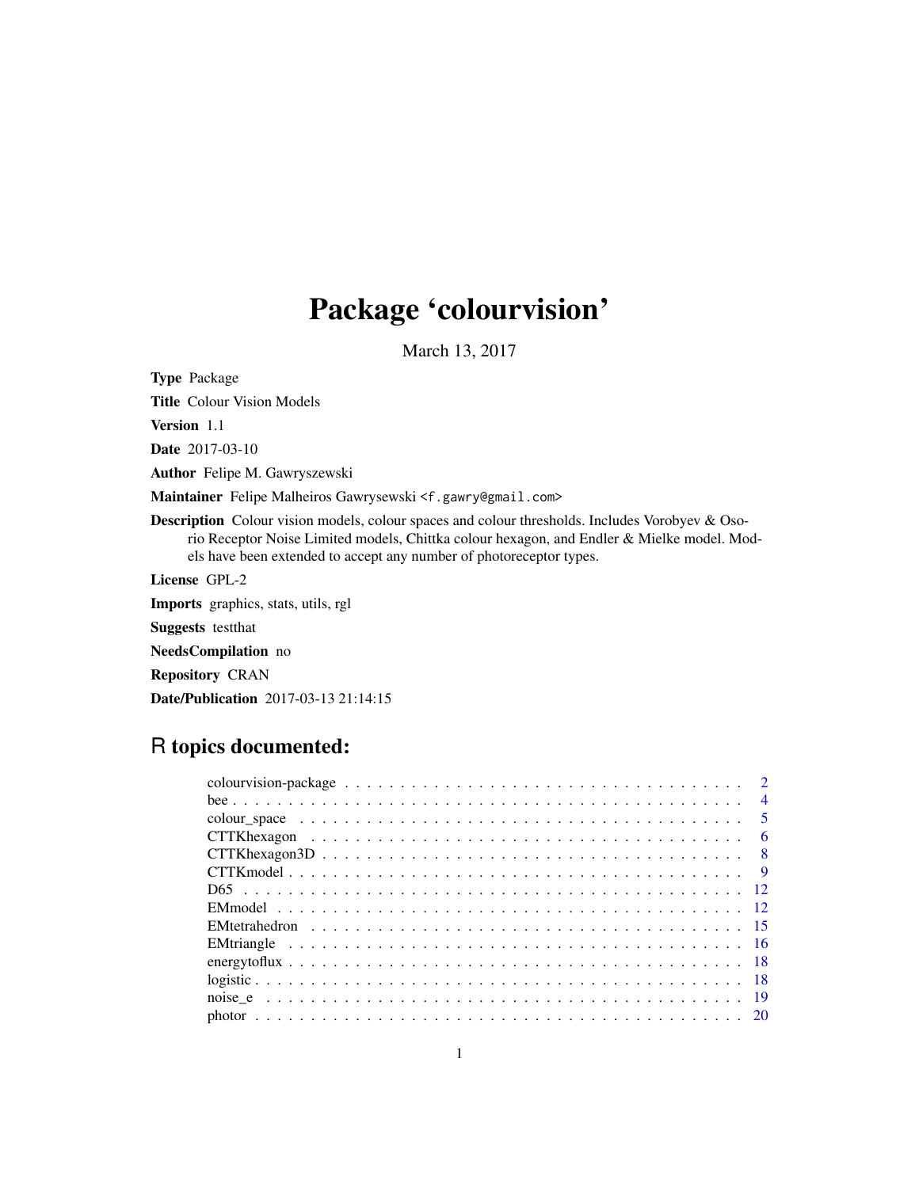# Package 'colourvision'

March 13, 2017

**Type** Package

**Title** Colour Vision Models

**Version** 1.1

**Date** 2017-03-10

**Author** Felipe M. Gawryszewski

**Maintainer** Felipe Malheiros Gawrysewski <f.gawry@gmail.com>

**Description** Colour vision models, colour spaces and colour thresholds. Includes Vorobyev & Osorio Receptor Noise Limited models, Chittka colour hexagon, and Endler & Mielke model. Models have been extended to accept any number of photoreceptor types.

**License** GPL-2

**Imports** graphics, stats, utils, rgl

**Suggests** testthat

**NeedsCompilation** no

**Repository** CRAN

**Date/Publication** 2017-03-13 21:14:15

## R topics documented:

- colourvision-package . . . . . . . . . . . . . . . . . . . . . . . . . . . . . . . . . . 2
- bee . . . . . . . . . . . . . . . . . . . . . . . . . . . . . . . . . . . . . . . . . . . 4
- colour_space . . . . . . . . . . . . . . . . . . . . . . . . . . . . . . . . . . . . . 5
- CTTKhexagon . . . . . . . . . . . . . . . . . . . . . . . . . . . . . . . . . . . . 6
- CTTKhexagon3D . . . . . . . . . . . . . . . . . . . . . . . . . . . . . . . . . . 8
- CTTKmodel . . . . . . . . . . . . . . . . . . . . . . . . . . . . . . . . . . . . . 9
- D65 . . . . . . . . . . . . . . . . . . . . . . . . . . . . . . . . . . . . . . . . . . 12
- EMmodel . . . . . . . . . . . . . . . . . . . . . . . . . . . . . . . . . . . . . . . 12
- EMtetrahedron . . . . . . . . . . . . . . . . . . . . . . . . . . . . . . . . . . . . 15
- EMtriangle . . . . . . . . . . . . . . . . . . . . . . . . . . . . . . . . . . . . . . 16
- energytoflux . . . . . . . . . . . . . . . . . . . . . . . . . . . . . . . . . . . . . 18
- logistic . . . . . . . . . . . . . . . . . . . . . . . . . . . . . . . . . . . . . . . . 18
- noise_e . . . . . . . . . . . . . . . . . . . . . . . . . . . . . . . . . . . . . . . . 19
- photor . . . . . . . . . . . . . . . . . . . . . . . . . . . . . . . . . . . . . . . . . 20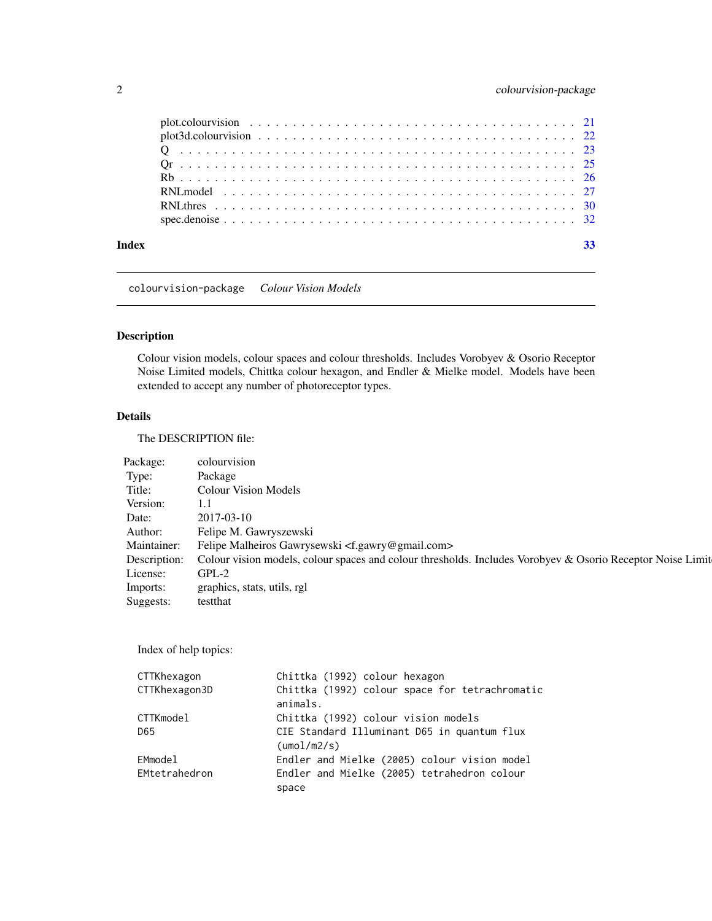| | |
|---|---|
| plot.colourvision | 21 |
| plot3d.colourvision | 22 |
| Q | 23 |
| Qr | 25 |
| Rb | 26 |
| RNLmodel | 27 |
| RNLthres | 30 |
| spec.denoise | 32 |

**Index** **33**

---

colourvision-package    *Colour Vision Models*

---

### Description

Colour vision models, colour spaces and colour thresholds. Includes Vorobyev & Osorio Receptor Noise Limited models, Chittka colour hexagon, and Endler & Mielke model. Models have been extended to accept any number of photoreceptor types.

### Details

The DESCRIPTION file:

| | |
|---|---|
| Package: | colourvision |
| Type: | Package |
| Title: | Colour Vision Models |
| Version: | 1.1 |
| Date: | 2017-03-10 |
| Author: | Felipe M. Gawryszewski |
| Maintainer: | Felipe Malheiros Gawrysewski <f.gawry@gmail.com> |
| Description: | Colour vision models, colour spaces and colour thresholds. Includes Vorobyev & Osorio Receptor Noise Limit |
| License: | GPL-2 |
| Imports: | graphics, stats, utils, rgl |
| Suggests: | testthat |

Index of help topics:

```
CTTKhexagon             Chittka (1992) colour hexagon
CTTKhexagon3D           Chittka (1992) colour space for tetrachromatic
                        animals.
CTTKmodel               Chittka (1992) colour vision models
D65                     CIE Standard Illuminant D65 in quantum flux
                        (umol/m2/s)
EMmodel                 Endler and Mielke (2005) colour vision model
EMtetrahedron           Endler and Mielke (2005) tetrahedron colour
                        space
```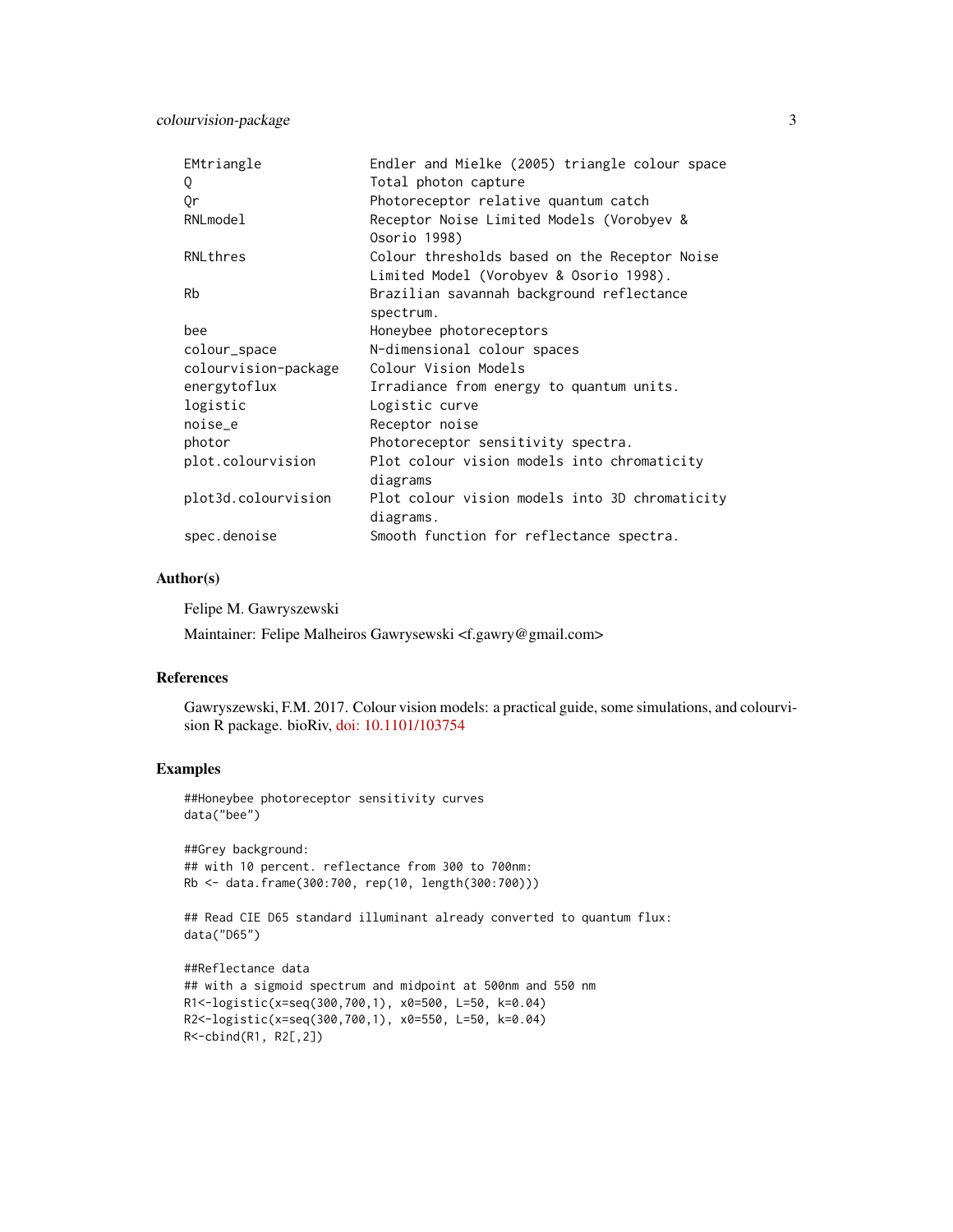| | |
|---|---|
| EMtriangle | Endler and Mielke (2005) triangle colour space |
| Q | Total photon capture |
| Qr | Photoreceptor relative quantum catch |
| RNLmodel | Receptor Noise Limited Models (Vorobyev & Osorio 1998) |
| RNLthres | Colour thresholds based on the Receptor Noise Limited Model (Vorobyev & Osorio 1998). |
| Rb | Brazilian savannah background reflectance spectrum. |
| bee | Honeybee photoreceptors |
| colour_space | N-dimensional colour spaces |
| colourvision-package | Colour Vision Models |
| energytoflux | Irradiance from energy to quantum units. |
| logistic | Logistic curve |
| noise_e | Receptor noise |
| photor | Photoreceptor sensitivity spectra. |
| plot.colourvision | Plot colour vision models into chromaticity diagrams |
| plot3d.colourvision | Plot colour vision models into 3D chromaticity diagrams. |
| spec.denoise | Smooth function for reflectance spectra. |

## Author(s)

Felipe M. Gawryszewski

Maintainer: Felipe Malheiros Gawrysewski <f.gawry@gmail.com>

## References

Gawryszewski, F.M. 2017. Colour vision models: a practical guide, some simulations, and colourvision R package. bioRiv, doi: 10.1101/103754

## Examples

```
##Honeybee photoreceptor sensitivity curves
data("bee")

##Grey background:
## with 10 percent. reflectance from 300 to 700nm:
Rb <- data.frame(300:700, rep(10, length(300:700)))

## Read CIE D65 standard illuminant already converted to quantum flux:
data("D65")

##Reflectance data
## with a sigmoid spectrum and midpoint at 500nm and 550 nm
R1<-logistic(x=seq(300,700,1), x0=500, L=50, k=0.04)
R2<-logistic(x=seq(300,700,1), x0=550, L=50, k=0.04)
R<-cbind(R1, R2[,2])
```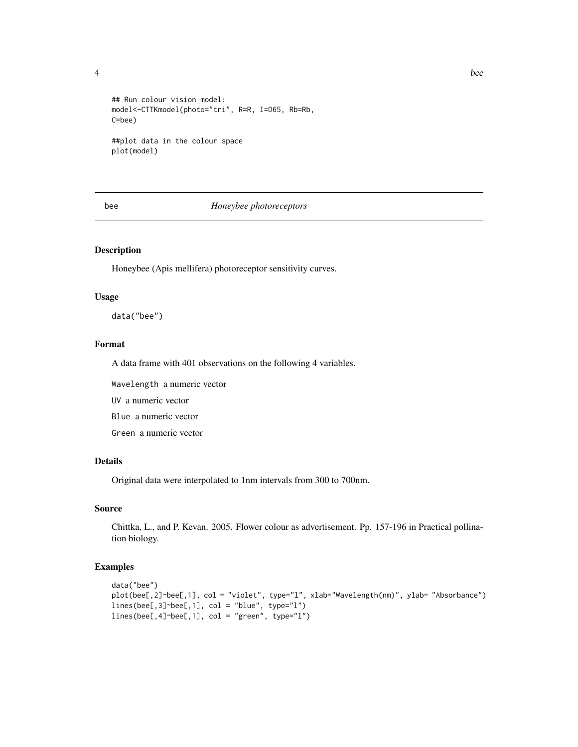```
## Run colour vision model:
model<-CTTKmodel(photo="tri", R=R, I=D65, Rb=Rb,
C=bee)

##plot data in the colour space
plot(model)
```

---

## bee — *Honeybee photoreceptors*

---

### Description

Honeybee (Apis mellifera) photoreceptor sensitivity curves.

### Usage

```
data("bee")
```

### Format

A data frame with 401 observations on the following 4 variables.

`Wavelength` a numeric vector

`UV` a numeric vector

`Blue` a numeric vector

`Green` a numeric vector

### Details

Original data were interpolated to 1nm intervals from 300 to 700nm.

### Source

Chittka, L., and P. Kevan. 2005. Flower colour as advertisement. Pp. 157-196 in Practical pollination biology.

### Examples

```
data("bee")
plot(bee[,2]~bee[,1], col = "violet", type="l", xlab="Wavelength(nm)", ylab= "Absorbance")
lines(bee[,3]~bee[,1], col = "blue", type="l")
lines(bee[,4]~bee[,1], col = "green", type="l")
```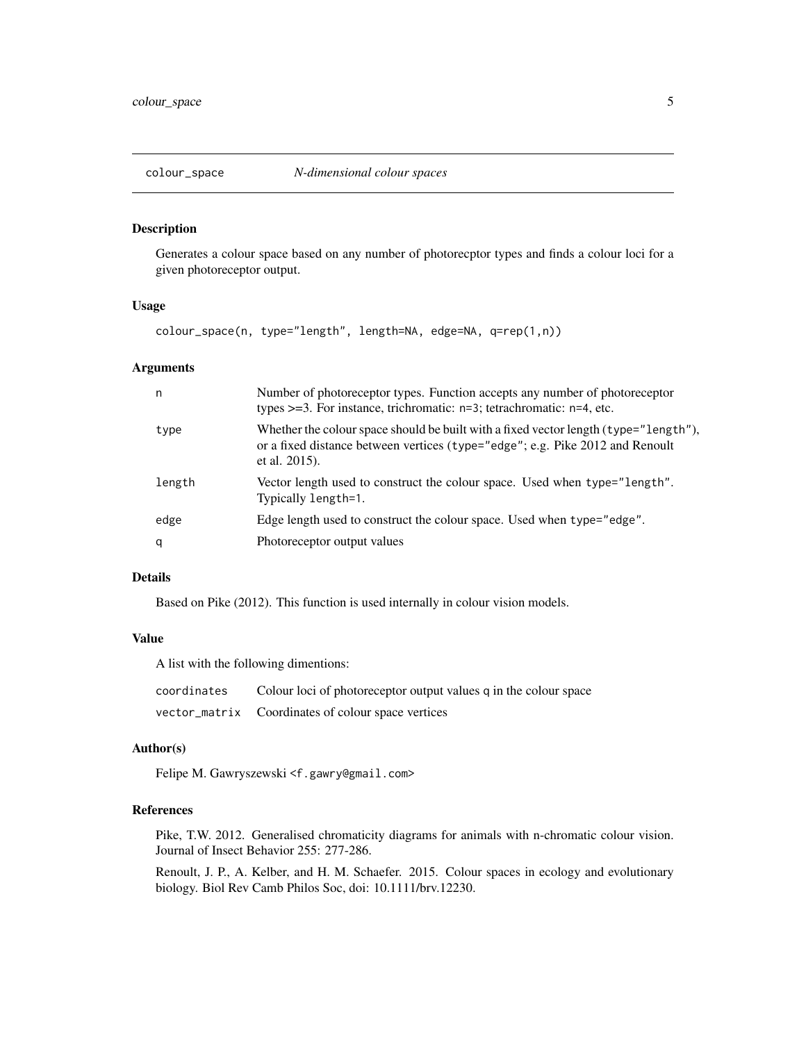## colour_space *N-dimensional colour spaces*

### Description

Generates a colour space based on any number of photorecptor types and finds a colour loci for a given photoreceptor output.

### Usage

```
colour_space(n, type="length", length=NA, edge=NA, q=rep(1,n))
```

### Arguments

| | |
|---|---|
| n | Number of photoreceptor types. Function accepts any number of photoreceptor types >=3. For instance, trichromatic: n=3; tetrachromatic: n=4, etc. |
| type | Whether the colour space should be built with a fixed vector length (type="length"), or a fixed distance between vertices (type="edge"; e.g. Pike 2012 and Renoult et al. 2015). |
| length | Vector length used to construct the colour space. Used when type="length". Typically length=1. |
| edge | Edge length used to construct the colour space. Used when type="edge". |
| q | Photoreceptor output values |

### Details

Based on Pike (2012). This function is used internally in colour vision models.

### Value

A list with the following dimentions:

| | |
|---|---|
| coordinates | Colour loci of photoreceptor output values q in the colour space |
| vector_matrix | Coordinates of colour space vertices |

### Author(s)

Felipe M. Gawryszewski <f.gawry@gmail.com>

### References

Pike, T.W. 2012. Generalised chromaticity diagrams for animals with n-chromatic colour vision. Journal of Insect Behavior 255: 277-286.

Renoult, J. P., A. Kelber, and H. M. Schaefer. 2015. Colour spaces in ecology and evolutionary biology. Biol Rev Camb Philos Soc, doi: 10.1111/brv.12230.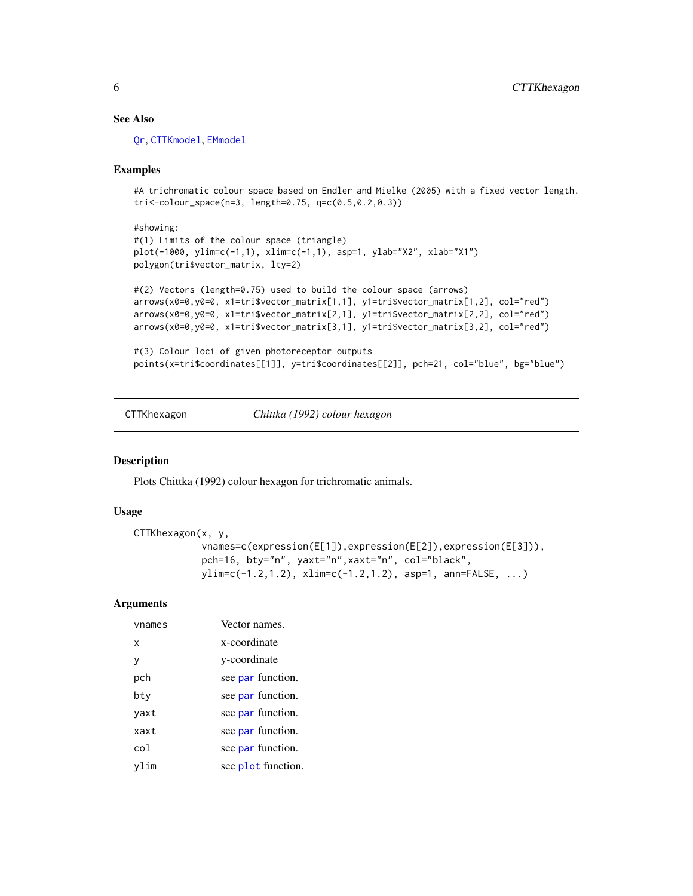## See Also

Qr, CTTKmodel, EMmodel

## Examples

```
#A trichromatic colour space based on Endler and Mielke (2005) with a fixed vector length.
tri<-colour_space(n=3, length=0.75, q=c(0.5,0.2,0.3))

#showing:
#(1) Limits of the colour space (triangle)
plot(-1000, ylim=c(-1,1), xlim=c(-1,1), asp=1, ylab="X2", xlab="X1")
polygon(tri$vector_matrix, lty=2)

#(2) Vectors (length=0.75) used to build the colour space (arrows)
arrows(x0=0,y0=0, x1=tri$vector_matrix[1,1], y1=tri$vector_matrix[1,2], col="red")
arrows(x0=0,y0=0, x1=tri$vector_matrix[2,1], y1=tri$vector_matrix[2,2], col="red")
arrows(x0=0,y0=0, x1=tri$vector_matrix[3,1], y1=tri$vector_matrix[3,2], col="red")

#(3) Colour loci of given photoreceptor outputs
points(x=tri$coordinates[[1]], y=tri$coordinates[[2]], pch=21, col="blue", bg="blue")
```

---

# CTTKhexagon *Chittka (1992) colour hexagon*

---

## Description

Plots Chittka (1992) colour hexagon for trichromatic animals.

## Usage

```
CTTKhexagon(x, y,
          vnames=c(expression(E[1]),expression(E[2]),expression(E[3])),
          pch=16, bty="n", yaxt="n",xaxt="n", col="black",
          ylim=c(-1.2,1.2), xlim=c(-1.2,1.2), asp=1, ann=FALSE, ...)
```

## Arguments

| | |
|---|---|
| vnames | Vector names. |
| x | x-coordinate |
| y | y-coordinate |
| pch | see par function. |
| bty | see par function. |
| yaxt | see par function. |
| xaxt | see par function. |
| col | see par function. |
| ylim | see plot function. |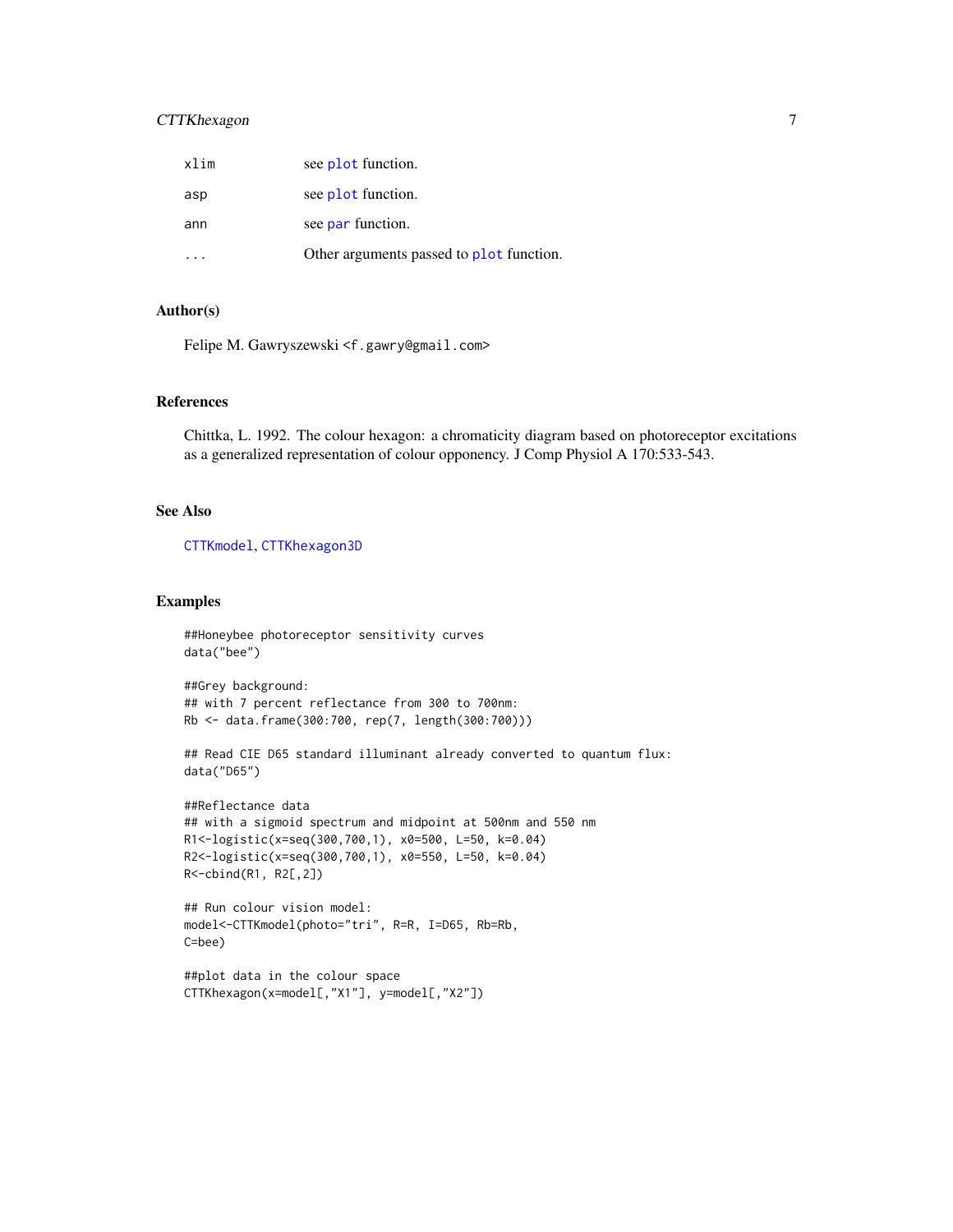| | |
|---|---|
| xlim | see plot function. |
| asp | see plot function. |
| ann | see par function. |
| ... | Other arguments passed to plot function. |

### Author(s)

Felipe M. Gawryszewski <f.gawry@gmail.com>

### References

Chittka, L. 1992. The colour hexagon: a chromaticity diagram based on photoreceptor excitations as a generalized representation of colour opponency. J Comp Physiol A 170:533-543.

### See Also

CTTKmodel, CTTKhexagon3D

### Examples

```
##Honeybee photoreceptor sensitivity curves
data("bee")

##Grey background:
## with 7 percent reflectance from 300 to 700nm:
Rb <- data.frame(300:700, rep(7, length(300:700)))

## Read CIE D65 standard illuminant already converted to quantum flux:
data("D65")

##Reflectance data
## with a sigmoid spectrum and midpoint at 500nm and 550 nm
R1<-logistic(x=seq(300,700,1), x0=500, L=50, k=0.04)
R2<-logistic(x=seq(300,700,1), x0=550, L=50, k=0.04)
R<-cbind(R1, R2[,2])

## Run colour vision model:
model<-CTTKmodel(photo="tri", R=R, I=D65, Rb=Rb,
C=bee)

##plot data in the colour space
CTTKhexagon(x=model[,"X1"], y=model[,"X2"])
```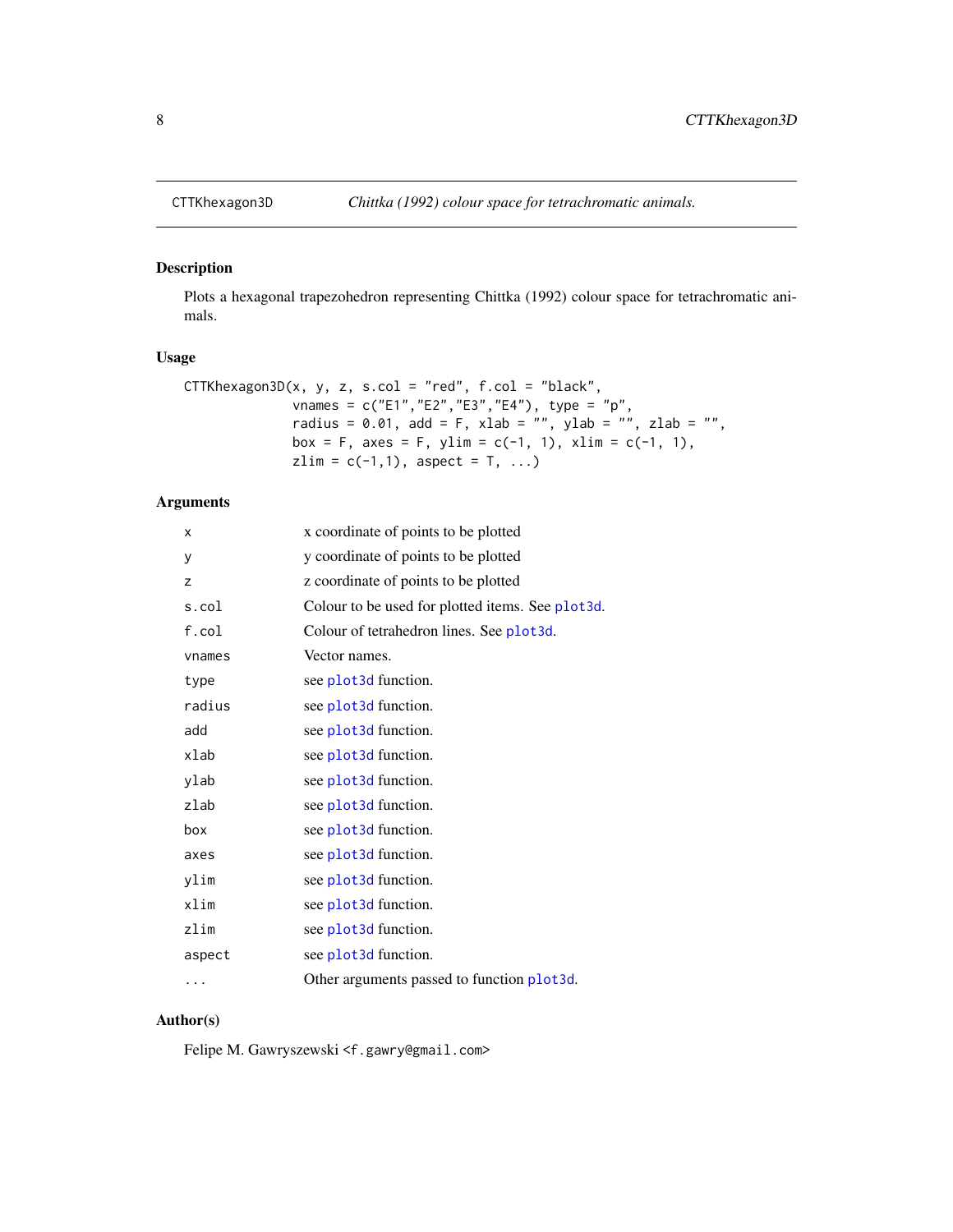# CTTKhexagon3D — *Chittka (1992) colour space for tetrachromatic animals.*

## Description

Plots a hexagonal trapezohedron representing Chittka (1992) colour space for tetrachromatic animals.

## Usage

```
CTTKhexagon3D(x, y, z, s.col = "red", f.col = "black",
              vnames = c("E1","E2","E3","E4"), type = "p",
              radius = 0.01, add = F, xlab = "", ylab = "", zlab = "",
              box = F, axes = F, ylim = c(-1, 1), xlim = c(-1, 1),
              zlim = c(-1,1), aspect = T, ...)
```

## Arguments

| | |
|---|---|
| `x` | x coordinate of points to be plotted |
| `y` | y coordinate of points to be plotted |
| `z` | z coordinate of points to be plotted |
| `s.col` | Colour to be used for plotted items. See `plot3d`. |
| `f.col` | Colour of tetrahedron lines. See `plot3d`. |
| `vnames` | Vector names. |
| `type` | see `plot3d` function. |
| `radius` | see `plot3d` function. |
| `add` | see `plot3d` function. |
| `xlab` | see `plot3d` function. |
| `ylab` | see `plot3d` function. |
| `zlab` | see `plot3d` function. |
| `box` | see `plot3d` function. |
| `axes` | see `plot3d` function. |
| `ylim` | see `plot3d` function. |
| `xlim` | see `plot3d` function. |
| `zlim` | see `plot3d` function. |
| `aspect` | see `plot3d` function. |
| `...` | Other arguments passed to function `plot3d`. |

## Author(s)

Felipe M. Gawryszewski <f.gawry@gmail.com>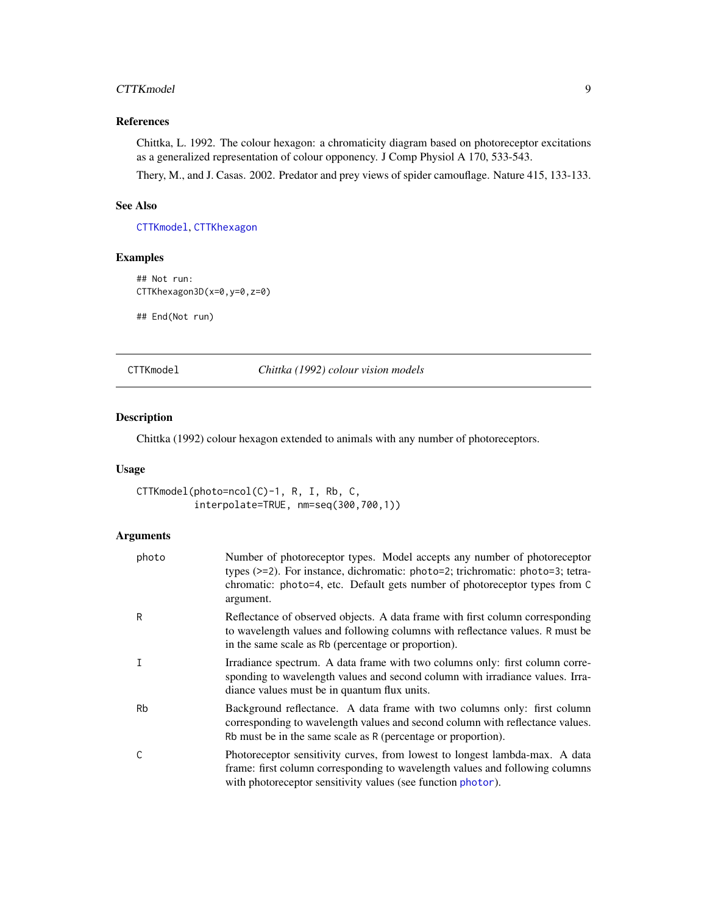### References

Chittka, L. 1992. The colour hexagon: a chromaticity diagram based on photoreceptor excitations as a generalized representation of colour opponency. J Comp Physiol A 170, 533-543.

Thery, M., and J. Casas. 2002. Predator and prey views of spider camouflage. Nature 415, 133-133.

### See Also

CTTKmodel, CTTKhexagon

### Examples

```
## Not run:
CTTKhexagon3D(x=0,y=0,z=0)

## End(Not run)
```

---

## CTTKmodel — *Chittka (1992) colour vision models*

### Description

Chittka (1992) colour hexagon extended to animals with any number of photoreceptors.

### Usage

```
CTTKmodel(photo=ncol(C)-1, R, I, Rb, C,
          interpolate=TRUE, nm=seq(300,700,1))
```

### Arguments

| Argument | Description |
|---|---|
| photo | Number of photoreceptor types. Model accepts any number of photoreceptor types (>=2). For instance, dichromatic: photo=2; trichromatic: photo=3; tetrachromatic: photo=4, etc. Default gets number of photoreceptor types from C argument. |
| R | Reflectance of observed objects. A data frame with first column corresponding to wavelength values and following columns with reflectance values. R must be in the same scale as Rb (percentage or proportion). |
| I | Irradiance spectrum. A data frame with two columns only: first column corresponding to wavelength values and second column with irradiance values. Irradiance values must be in quantum flux units. |
| Rb | Background reflectance. A data frame with two columns only: first column corresponding to wavelength values and second column with reflectance values. Rb must be in the same scale as R (percentage or proportion). |
| C | Photoreceptor sensitivity curves, from lowest to longest lambda-max. A data frame: first column corresponding to wavelength values and following columns with photoreceptor sensitivity values (see function photor). |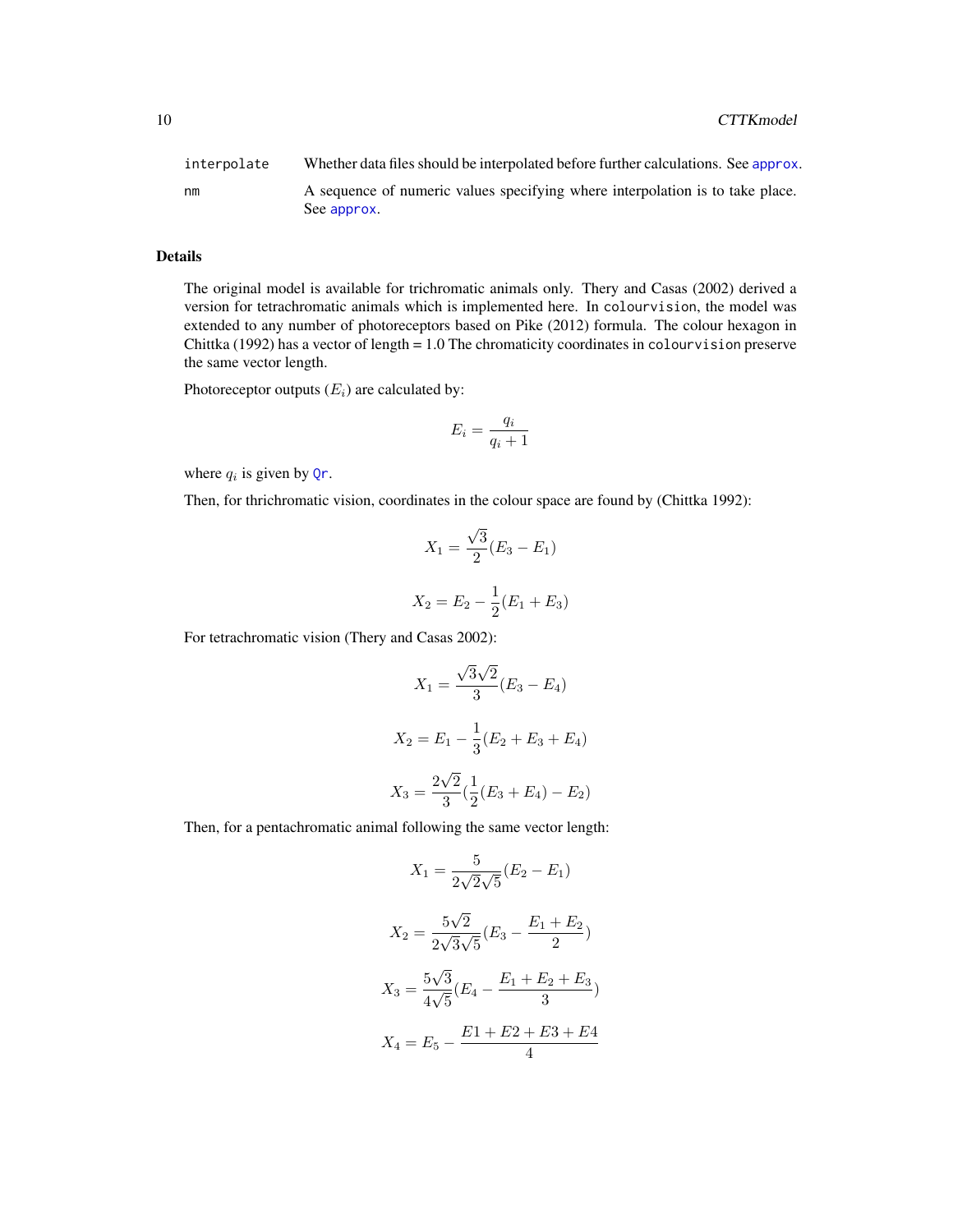| | |
|---|---|
| interpolate | Whether data files should be interpolated before further calculations. See approx. |
| nm | A sequence of numeric values specifying where interpolation is to take place. See approx. |

## Details

The original model is available for trichromatic animals only. Thery and Casas (2002) derived a version for tetrachromatic animals which is implemented here. In colourvision, the model was extended to any number of photoreceptors based on Pike (2012) formula. The colour hexagon in Chittka (1992) has a vector of length = 1.0 The chromaticity coordinates in colourvision preserve the same vector length.

Photoreceptor outputs ($E_i$) are calculated by:

$$E_i = \frac{q_i}{q_i + 1}$$

where $q_i$ is given by Qr.

Then, for thrichromatic vision, coordinates in the colour space are found by (Chittka 1992):

$$X_1 = \frac{\sqrt{3}}{2}(E_3 - E_1)$$

$$X_2 = E_2 - \frac{1}{2}(E_1 + E_3)$$

For tetrachromatic vision (Thery and Casas 2002):

$$X_1 = \frac{\sqrt{3}\sqrt{2}}{3}(E_3 - E_4)$$

$$X_2 = E_1 - \frac{1}{3}(E_2 + E_3 + E_4)$$

$$X_3 = \frac{2\sqrt{2}}{3}(\frac{1}{2}(E_3 + E_4) - E_2)$$

Then, for a pentachromatic animal following the same vector length:

$$X_1 = \frac{5}{2\sqrt{2}\sqrt{5}}(E_2 - E_1)$$

$$X_2 = \frac{5\sqrt{2}}{2\sqrt{3}\sqrt{5}}(E_3 - \frac{E_1 + E_2}{2})$$

$$X_3 = \frac{5\sqrt{3}}{4\sqrt{5}}(E_4 - \frac{E_1 + E_2 + E_3}{3})$$

$$X_4 = E_5 - \frac{E1 + E2 + E3 + E4}{4}$$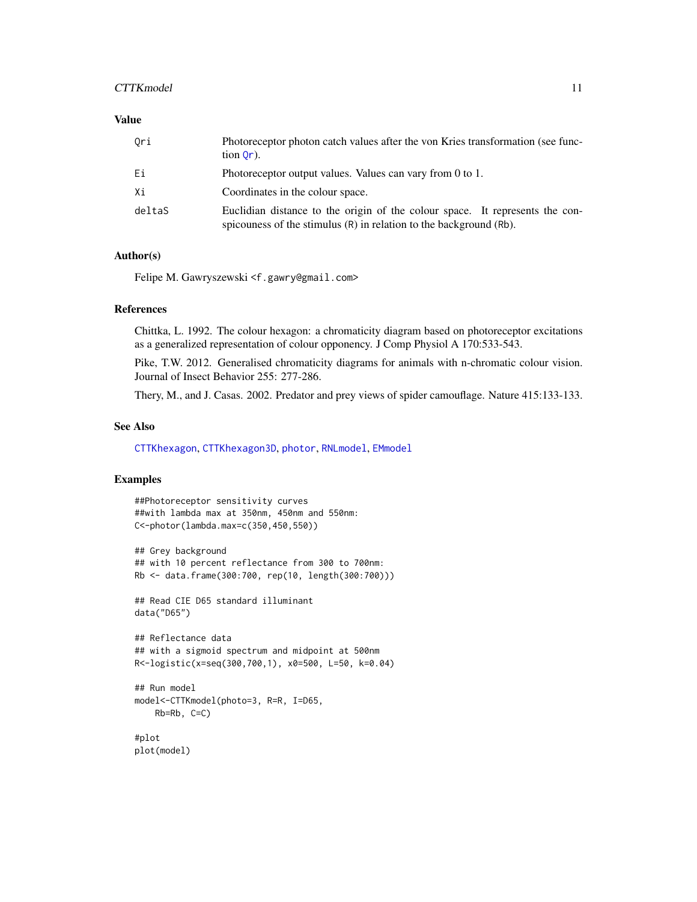## Value

| | |
|---|---|
| Qri | Photoreceptor photon catch values after the von Kries transformation (see function Qr). |
| Ei | Photoreceptor output values. Values can vary from 0 to 1. |
| Xi | Coordinates in the colour space. |
| deltaS | Euclidian distance to the origin of the colour space. It represents the conspicuouness of the stimulus (R) in relation to the background (Rb). |

## Author(s)

Felipe M. Gawryszewski <f.gawry@gmail.com>

## References

Chittka, L. 1992. The colour hexagon: a chromaticity diagram based on photoreceptor excitations as a generalized representation of colour opponency. J Comp Physiol A 170:533-543.

Pike, T.W. 2012. Generalised chromaticity diagrams for animals with n-chromatic colour vision. Journal of Insect Behavior 255: 277-286.

Thery, M., and J. Casas. 2002. Predator and prey views of spider camouflage. Nature 415:133-133.

## See Also

CTTKhexagon, CTTKhexagon3D, photor, RNLmodel, EMmodel

## Examples

```
##Photoreceptor sensitivity curves
##with lambda max at 350nm, 450nm and 550nm:
C<-photor(lambda.max=c(350,450,550))

## Grey background
## with 10 percent reflectance from 300 to 700nm:
Rb <- data.frame(300:700, rep(10, length(300:700)))

## Read CIE D65 standard illuminant
data("D65")

## Reflectance data
## with a sigmoid spectrum and midpoint at 500nm
R<-logistic(x=seq(300,700,1), x0=500, L=50, k=0.04)

## Run model
model<-CTTKmodel(photo=3, R=R, I=D65,
    Rb=Rb, C=C)

#plot
plot(model)
```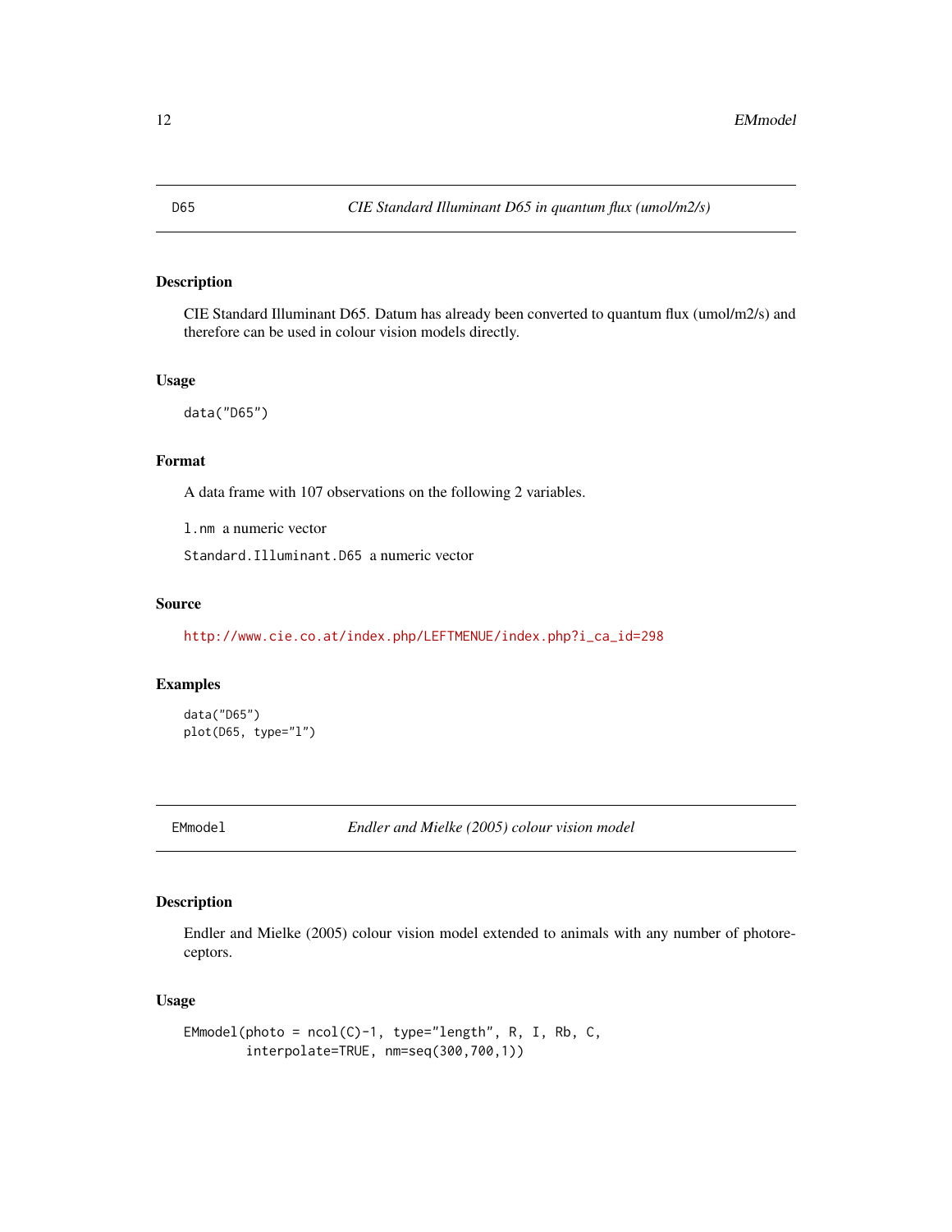## D65 — *CIE Standard Illuminant D65 in quantum flux (umol/m2/s)*

### Description

CIE Standard Illuminant D65. Datum has already been converted to quantum flux (umol/m2/s) and therefore can be used in colour vision models directly.

### Usage

```
data("D65")
```

### Format

A data frame with 107 observations on the following 2 variables.

`l.nm` a numeric vector

`Standard.Illuminant.D65` a numeric vector

### Source

http://www.cie.co.at/index.php/LEFTMENUE/index.php?i_ca_id=298

### Examples

```
data("D65")
plot(D65, type="l")
```

## EMmodel — *Endler and Mielke (2005) colour vision model*

### Description

Endler and Mielke (2005) colour vision model extended to animals with any number of photoreceptors.

### Usage

```
EMmodel(photo = ncol(C)-1, type="length", R, I, Rb, C,
        interpolate=TRUE, nm=seq(300,700,1))
```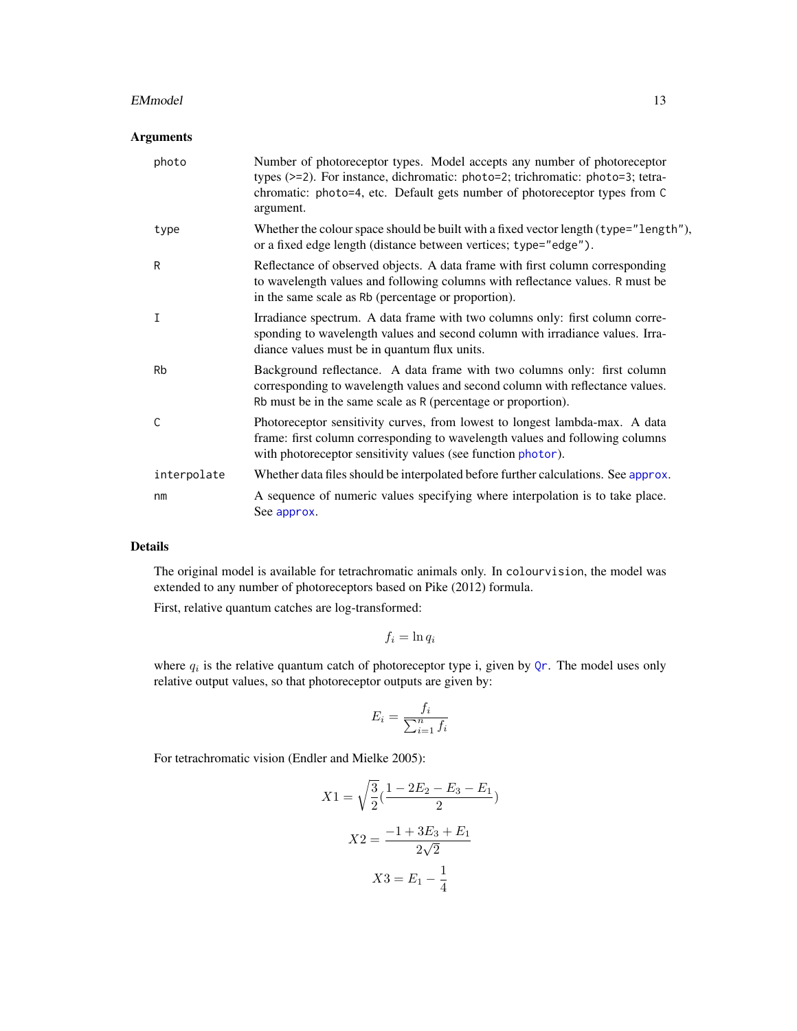### Arguments

| | |
|---|---|
| photo | Number of photoreceptor types. Model accepts any number of photoreceptor types (>=2). For instance, dichromatic: photo=2; trichromatic: photo=3; tetrachromatic: photo=4, etc. Default gets number of photoreceptor types from C argument. |
| type | Whether the colour space should be built with a fixed vector length (type="length"), or a fixed edge length (distance between vertices; type="edge"). |
| R | Reflectance of observed objects. A data frame with first column corresponding to wavelength values and following columns with reflectance values. R must be in the same scale as Rb (percentage or proportion). |
| I | Irradiance spectrum. A data frame with two columns only: first column corresponding to wavelength values and second column with irradiance values. Irradiance values must be in quantum flux units. |
| Rb | Background reflectance. A data frame with two columns only: first column corresponding to wavelength values and second column with reflectance values. Rb must be in the same scale as R (percentage or proportion). |
| C | Photoreceptor sensitivity curves, from lowest to longest lambda-max. A data frame: first column corresponding to wavelength values and following columns with photoreceptor sensitivity values (see function photor). |
| interpolate | Whether data files should be interpolated before further calculations. See approx. |
| nm | A sequence of numeric values specifying where interpolation is to take place. See approx. |

### Details

The original model is available for tetrachromatic animals only. In colourvision, the model was extended to any number of photoreceptors based on Pike (2012) formula.

First, relative quantum catches are log-transformed:

$$f_i = \ln q_i$$

where $q_i$ is the relative quantum catch of photoreceptor type i, given by Qr. The model uses only relative output values, so that photoreceptor outputs are given by:

$$E_i = \frac{f_i}{\sum_{i=1}^{n} f_i}$$

For tetrachromatic vision (Endler and Mielke 2005):

$$X1 = \sqrt{\frac{3}{2}}\left(\frac{1 - 2E_2 - E_3 - E_1}{2}\right)$$

$$X2 = \frac{-1 + 3E_3 + E_1}{2\sqrt{2}}$$

$$X3 = E_1 - \frac{1}{4}$$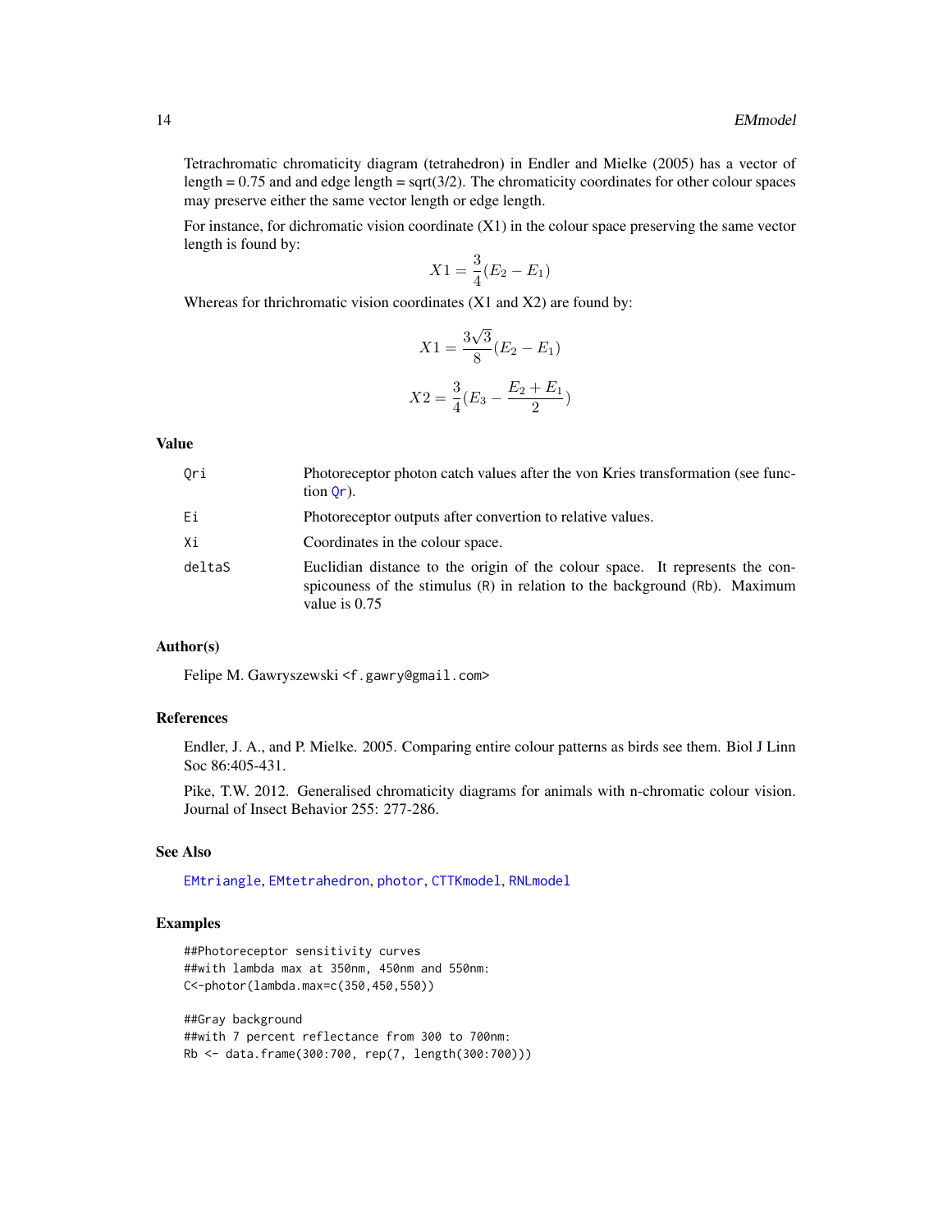Tetrachromatic chromaticity diagram (tetrahedron) in Endler and Mielke (2005) has a vector of length = 0.75 and and edge length = sqrt(3/2). The chromaticity coordinates for other colour spaces may preserve either the same vector length or edge length.

For instance, for dichromatic vision coordinate (X1) in the colour space preserving the same vector length is found by:

$$X1 = \frac{3}{4}(E_2 - E_1)$$

Whereas for thrichromatic vision coordinates (X1 and X2) are found by:

$$X1 = \frac{3\sqrt{3}}{8}(E_2 - E_1)$$

$$X2 = \frac{3}{4}(E_3 - \frac{E_2 + E_1}{2})$$

## Value

| | |
|---|---|
| `Qri` | Photoreceptor photon catch values after the von Kries transformation (see function `Qr`). |
| `Ei` | Photoreceptor outputs after convertion to relative values. |
| `Xi` | Coordinates in the colour space. |
| `deltaS` | Euclidian distance to the origin of the colour space. It represents the conspicouness of the stimulus (`R`) in relation to the background (`Rb`). Maximum value is 0.75 |

## Author(s)

Felipe M. Gawryszewski <f.gawry@gmail.com>

## References

Endler, J. A., and P. Mielke. 2005. Comparing entire colour patterns as birds see them. Biol J Linn Soc 86:405-431.

Pike, T.W. 2012. Generalised chromaticity diagrams for animals with n-chromatic colour vision. Journal of Insect Behavior 255: 277-286.

## See Also

`EMtriangle`, `EMtetrahedron`, `photor`, `CTTKmodel`, `RNLmodel`

## Examples

```
##Photoreceptor sensitivity curves
##with lambda max at 350nm, 450nm and 550nm:
C<-photor(lambda.max=c(350,450,550))

##Gray background
##with 7 percent reflectance from 300 to 700nm:
Rb <- data.frame(300:700, rep(7, length(300:700)))
```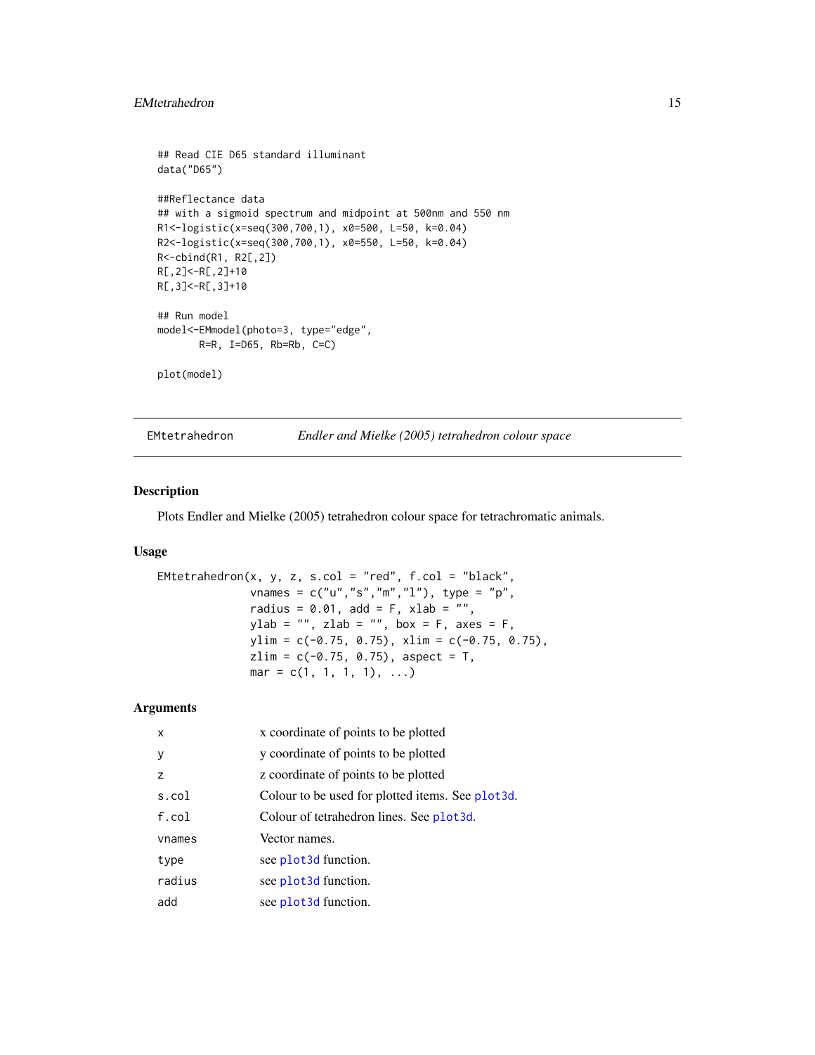```
## Read CIE D65 standard illuminant
data("D65")

##Reflectance data
## with a sigmoid spectrum and midpoint at 500nm and 550 nm
R1<-logistic(x=seq(300,700,1), x0=500, L=50, k=0.04)
R2<-logistic(x=seq(300,700,1), x0=550, L=50, k=0.04)
R<-cbind(R1, R2[,2])
R[,2]<-R[,2]+10
R[,3]<-R[,3]+10

## Run model
model<-EMmodel(photo=3, type="edge",
       R=R, I=D65, Rb=Rb, C=C)

plot(model)
```

---

EMtetrahedron — *Endler and Mielke (2005) tetrahedron colour space*

---

## Description

Plots Endler and Mielke (2005) tetrahedron colour space for tetrachromatic animals.

## Usage

```
EMtetrahedron(x, y, z, s.col = "red", f.col = "black",
              vnames = c("u","s","m","l"), type = "p",
              radius = 0.01, add = F, xlab = "",
              ylab = "", zlab = "", box = F, axes = F,
              ylim = c(-0.75, 0.75), xlim = c(-0.75, 0.75),
              zlim = c(-0.75, 0.75), aspect = T,
              mar = c(1, 1, 1, 1), ...)
```

## Arguments

| | |
|---|---|
| `x` | x coordinate of points to be plotted |
| `y` | y coordinate of points to be plotted |
| `z` | z coordinate of points to be plotted |
| `s.col` | Colour to be used for plotted items. See `plot3d`. |
| `f.col` | Colour of tetrahedron lines. See `plot3d`. |
| `vnames` | Vector names. |
| `type` | see `plot3d` function. |
| `radius` | see `plot3d` function. |
| `add` | see `plot3d` function. |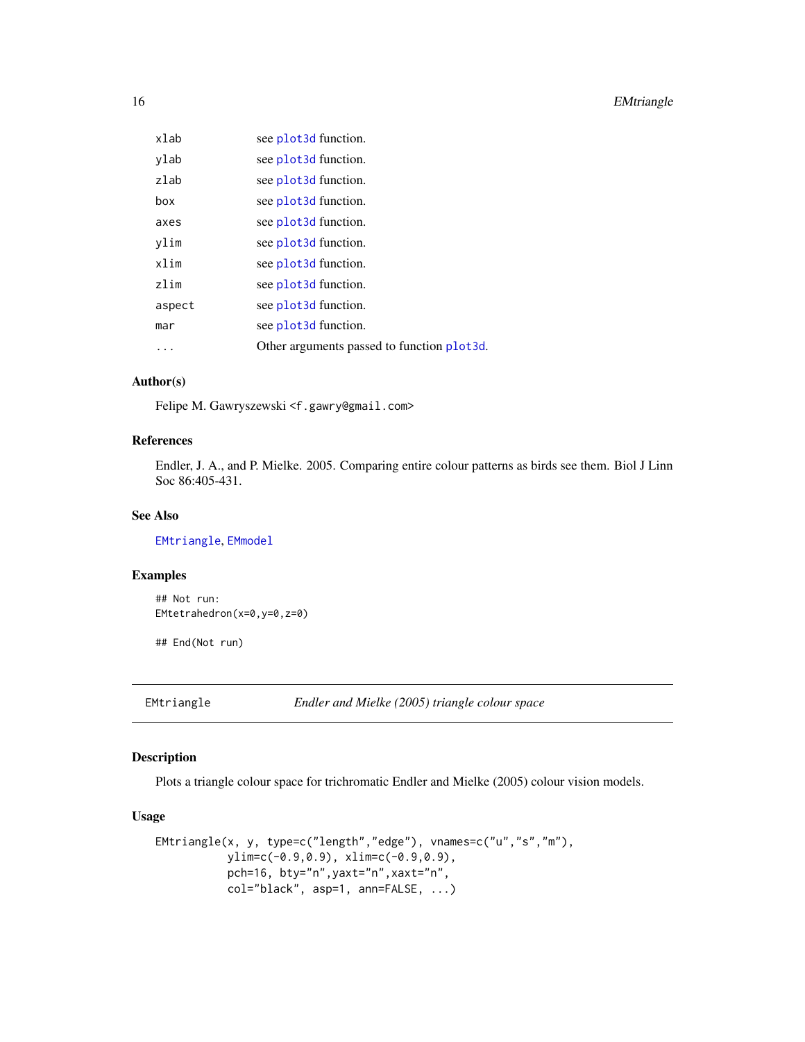| | |
|---|---|
| xlab | see plot3d function. |
| ylab | see plot3d function. |
| zlab | see plot3d function. |
| box | see plot3d function. |
| axes | see plot3d function. |
| ylim | see plot3d function. |
| xlim | see plot3d function. |
| zlim | see plot3d function. |
| aspect | see plot3d function. |
| mar | see plot3d function. |
| ... | Other arguments passed to function plot3d. |

### Author(s)

Felipe M. Gawryszewski <f.gawry@gmail.com>

### References

Endler, J. A., and P. Mielke. 2005. Comparing entire colour patterns as birds see them. Biol J Linn Soc 86:405-431.

### See Also

EMtriangle, EMmodel

### Examples

```
## Not run:
EMtetrahedron(x=0,y=0,z=0)

## End(Not run)
```

---

## EMtriangle — *Endler and Mielke (2005) triangle colour space*

### Description

Plots a triangle colour space for trichromatic Endler and Mielke (2005) colour vision models.

### Usage

```
EMtriangle(x, y, type=c("length","edge"), vnames=c("u","s","m"),
           ylim=c(-0.9,0.9), xlim=c(-0.9,0.9),
           pch=16, bty="n",yaxt="n",xaxt="n",
           col="black", asp=1, ann=FALSE, ...)
```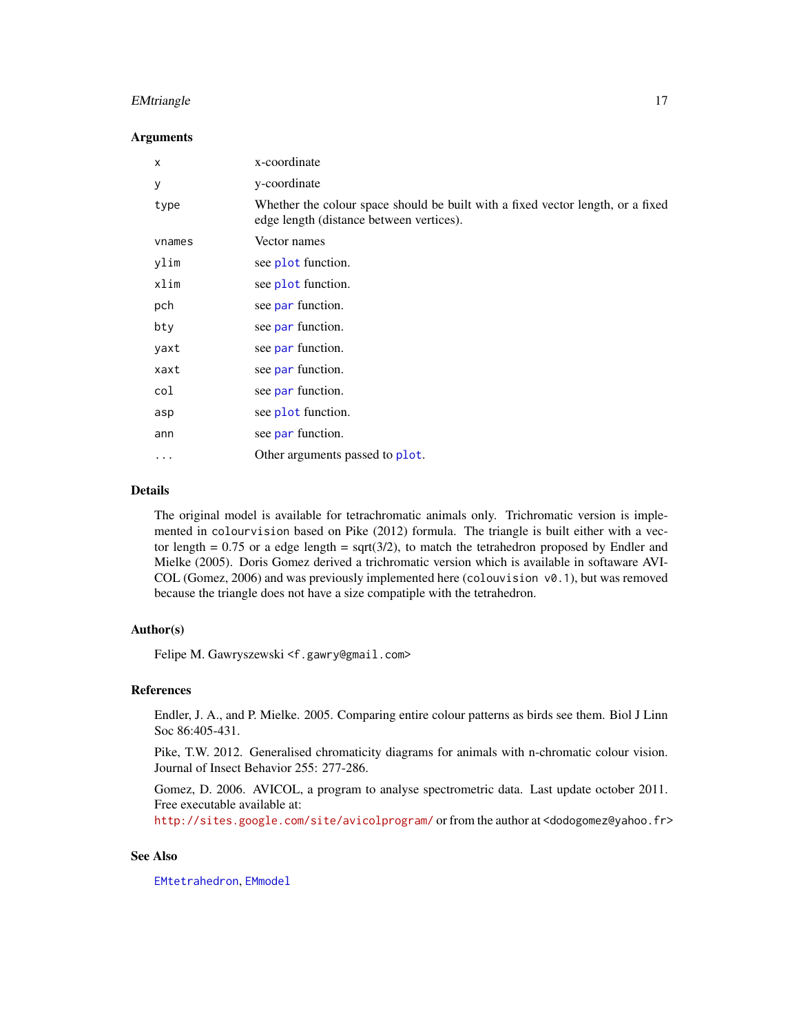### Arguments

| | |
|---|---|
| `x` | x-coordinate |
| `y` | y-coordinate |
| `type` | Whether the colour space should be built with a fixed vector length, or a fixed edge length (distance between vertices). |
| `vnames` | Vector names |
| `ylim` | see `plot` function. |
| `xlim` | see `plot` function. |
| `pch` | see `par` function. |
| `bty` | see `par` function. |
| `yaxt` | see `par` function. |
| `xaxt` | see `par` function. |
| `col` | see `par` function. |
| `asp` | see `plot` function. |
| `ann` | see `par` function. |
| `...` | Other arguments passed to `plot`. |

### Details

The original model is available for tetrachromatic animals only. Trichromatic version is implemented in `colourvision` based on Pike (2012) formula. The triangle is built either with a vector length = 0.75 or a edge length = sqrt(3/2), to match the tetrahedron proposed by Endler and Mielke (2005). Doris Gomez derived a trichromatic version which is available in softaware AVICOL (Gomez, 2006) and was previously implemented here (`colouvision v0.1`), but was removed because the triangle does not have a size compatiple with the tetrahedron.

### Author(s)

Felipe M. Gawryszewski <f.gawry@gmail.com>

### References

Endler, J. A., and P. Mielke. 2005. Comparing entire colour patterns as birds see them. Biol J Linn Soc 86:405-431.

Pike, T.W. 2012. Generalised chromaticity diagrams for animals with n-chromatic colour vision. Journal of Insect Behavior 255: 277-286.

Gomez, D. 2006. AVICOL, a program to analyse spectrometric data. Last update october 2011. Free executable available at:
http://sites.google.com/site/avicolprogram/ or from the author at <dodogomez@yahoo.fr>

### See Also

`EMtetrahedron`, `EMmodel`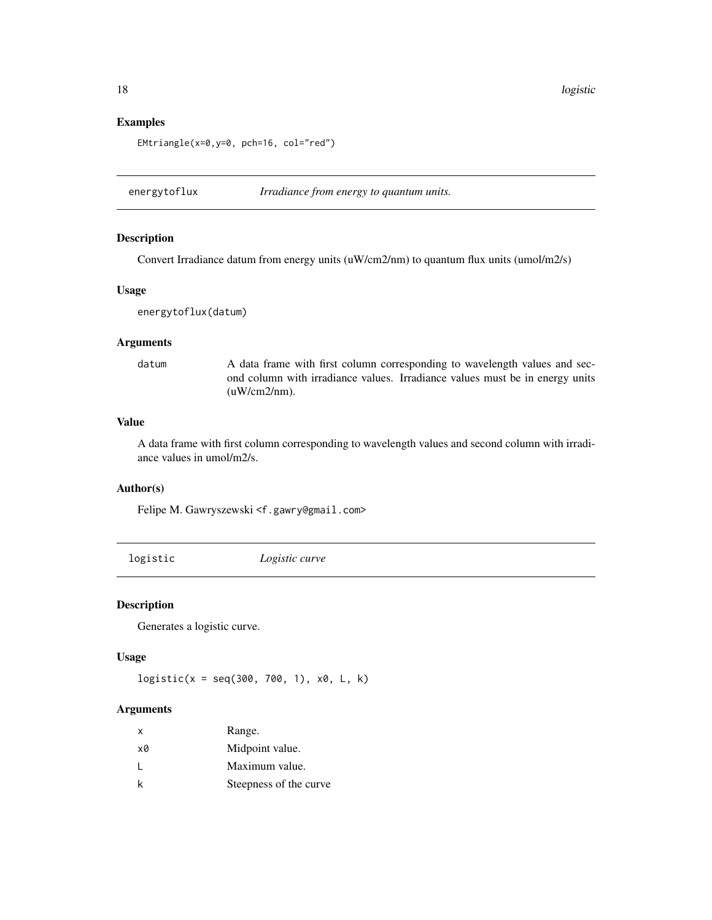### Examples

```
EMtriangle(x=0,y=0, pch=16, col="red")
```

---

## energytoflux — *Irradiance from energy to quantum units.*

### Description

Convert Irradiance datum from energy units (uW/cm2/nm) to quantum flux units (umol/m2/s)

### Usage

```
energytoflux(datum)
```

### Arguments

| | |
|---|---|
| datum | A data frame with first column corresponding to wavelength values and second column with irradiance values. Irradiance values must be in energy units (uW/cm2/nm). |

### Value

A data frame with first column corresponding to wavelength values and second column with irradiance values in umol/m2/s.

### Author(s)

Felipe M. Gawryszewski <f.gawry@gmail.com>

---

## logistic — *Logistic curve*

### Description

Generates a logistic curve.

### Usage

```
logistic(x = seq(300, 700, 1), x0, L, k)
```

### Arguments

| | |
|---|---|
| x | Range. |
| x0 | Midpoint value. |
| L | Maximum value. |
| k | Steepness of the curve |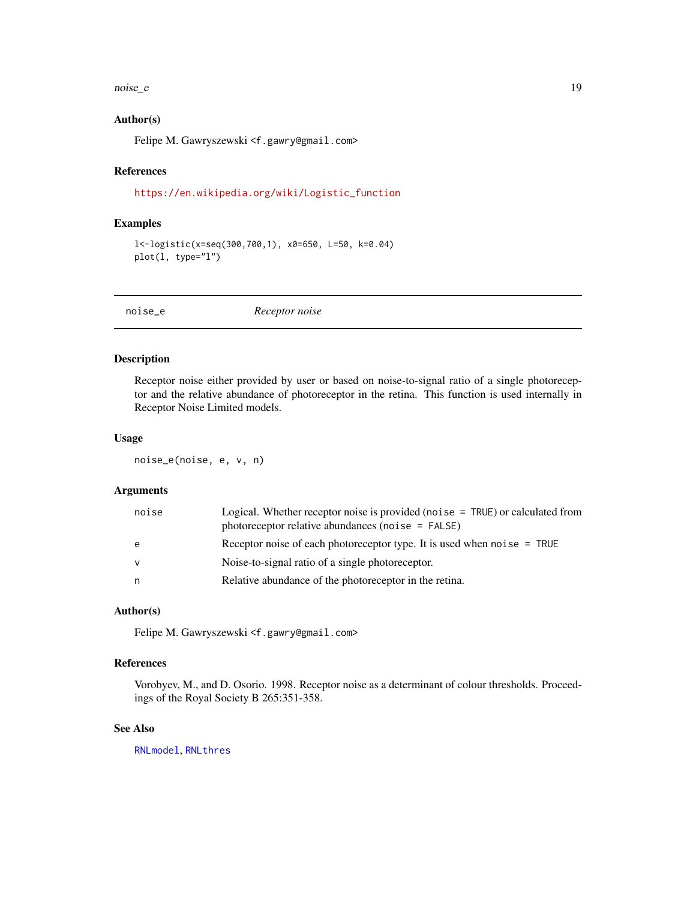### Author(s)

Felipe M. Gawryszewski <f.gawry@gmail.com>

### References

https://en.wikipedia.org/wiki/Logistic_function

### Examples

```
l<-logistic(x=seq(300,700,1), x0=650, L=50, k=0.04)
plot(l, type="l")
```

---

## noise_e — *Receptor noise*

### Description

Receptor noise either provided by user or based on noise-to-signal ratio of a single photoreceptor and the relative abundance of photoreceptor in the retina. This function is used internally in Receptor Noise Limited models.

### Usage

```
noise_e(noise, e, v, n)
```

### Arguments

| Argument | Description |
|---|---|
| noise | Logical. Whether receptor noise is provided (`noise = TRUE`) or calculated from photoreceptor relative abundances (`noise = FALSE`) |
| e | Receptor noise of each photoreceptor type. It is used when `noise = TRUE` |
| v | Noise-to-signal ratio of a single photoreceptor. |
| n | Relative abundance of the photoreceptor in the retina. |

### Author(s)

Felipe M. Gawryszewski <f.gawry@gmail.com>

### References

Vorobyev, M., and D. Osorio. 1998. Receptor noise as a determinant of colour thresholds. Proceedings of the Royal Society B 265:351-358.

### See Also

RNLmodel, RNLthres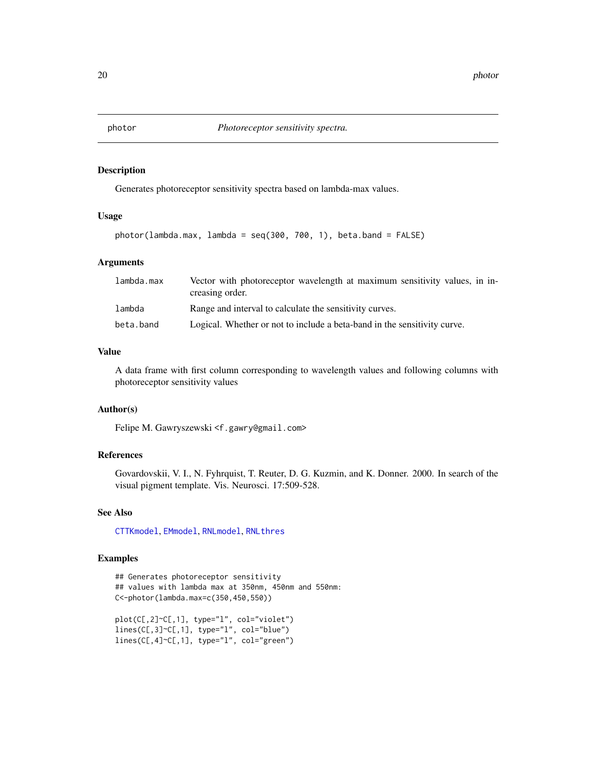# photor — *Photoreceptor sensitivity spectra.*

## Description

Generates photoreceptor sensitivity spectra based on lambda-max values.

## Usage

```
photor(lambda.max, lambda = seq(300, 700, 1), beta.band = FALSE)
```

## Arguments

| | |
|---|---|
| lambda.max | Vector with photoreceptor wavelength at maximum sensitivity values, in increasing order. |
| lambda | Range and interval to calculate the sensitivity curves. |
| beta.band | Logical. Whether or not to include a beta-band in the sensitivity curve. |

## Value

A data frame with first column corresponding to wavelength values and following columns with photoreceptor sensitivity values

## Author(s)

Felipe M. Gawryszewski <f.gawry@gmail.com>

## References

Govardovskii, V. I., N. Fyhrquist, T. Reuter, D. G. Kuzmin, and K. Donner. 2000. In search of the visual pigment template. Vis. Neurosci. 17:509-528.

## See Also

CTTKmodel, EMmodel, RNLmodel, RNLthres

## Examples

```
## Generates photoreceptor sensitivity
## values with lambda max at 350nm, 450nm and 550nm:
C<-photor(lambda.max=c(350,450,550))

plot(C[,2]~C[,1], type="l", col="violet")
lines(C[,3]~C[,1], type="l", col="blue")
lines(C[,4]~C[,1], type="l", col="green")
```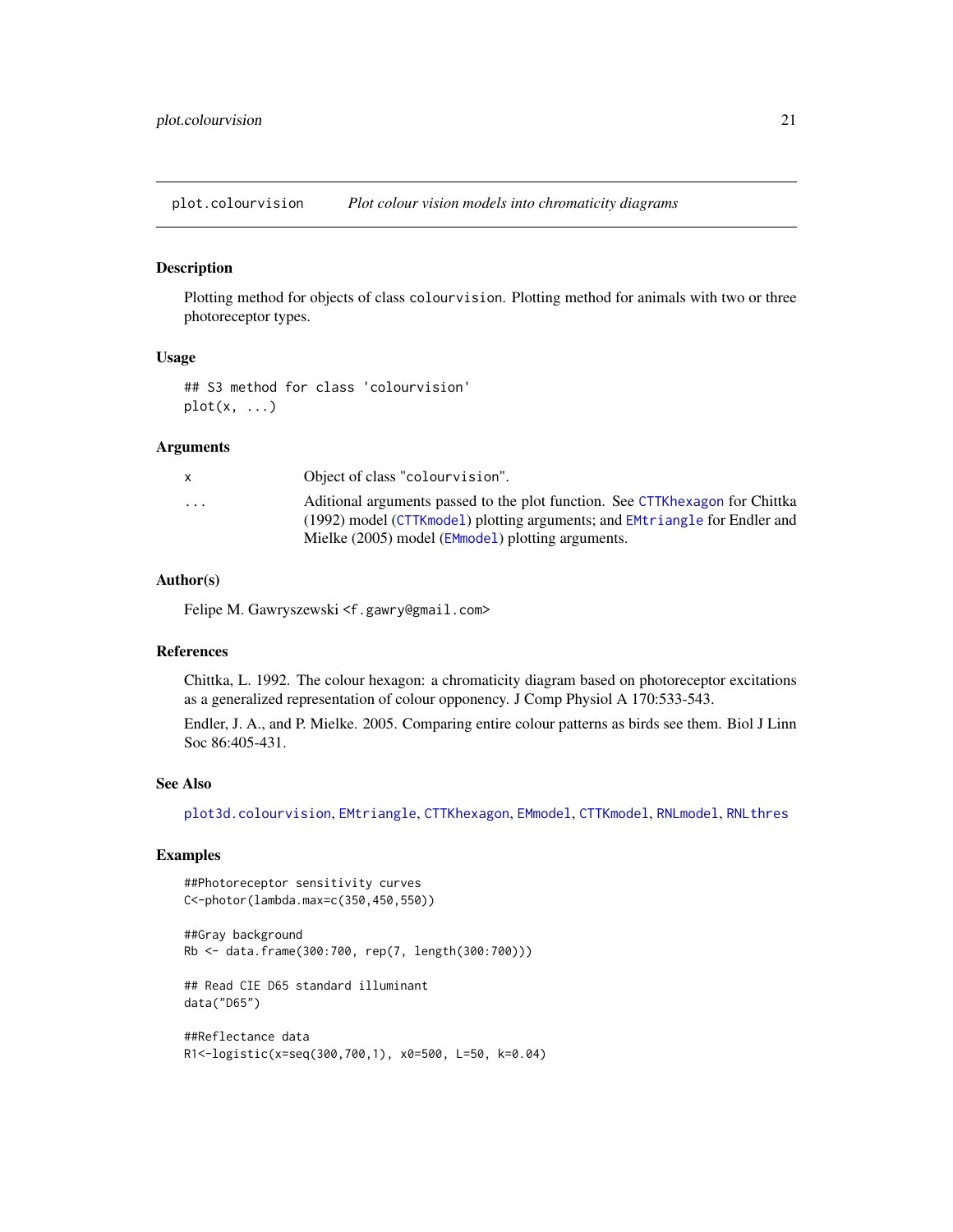# plot.colourvision — *Plot colour vision models into chromaticity diagrams*

## Description

Plotting method for objects of class `colourvision`. Plotting method for animals with two or three photoreceptor types.

## Usage

```
## S3 method for class 'colourvision'
plot(x, ...)
```

## Arguments

| | |
|---|---|
| `x` | Object of class "`colourvision`". |
| `...` | Aditional arguments passed to the plot function. See `CTTKhexagon` for Chittka (1992) model (`CTTKmodel`) plotting arguments; and `EMtriangle` for Endler and Mielke (2005) model (`EMmodel`) plotting arguments. |

## Author(s)

Felipe M. Gawryszewski <f.gawry@gmail.com>

## References

Chittka, L. 1992. The colour hexagon: a chromaticity diagram based on photoreceptor excitations as a generalized representation of colour opponency. J Comp Physiol A 170:533-543.

Endler, J. A., and P. Mielke. 2005. Comparing entire colour patterns as birds see them. Biol J Linn Soc 86:405-431.

## See Also

`plot3d.colourvision`, `EMtriangle`, `CTTKhexagon`, `EMmodel`, `CTTKmodel`, `RNLmodel`, `RNLthres`

## Examples

```
##Photoreceptor sensitivity curves
C<-photor(lambda.max=c(350,450,550))

##Gray background
Rb <- data.frame(300:700, rep(7, length(300:700)))

## Read CIE D65 standard illuminant
data("D65")

##Reflectance data
R1<-logistic(x=seq(300,700,1), x0=500, L=50, k=0.04)
```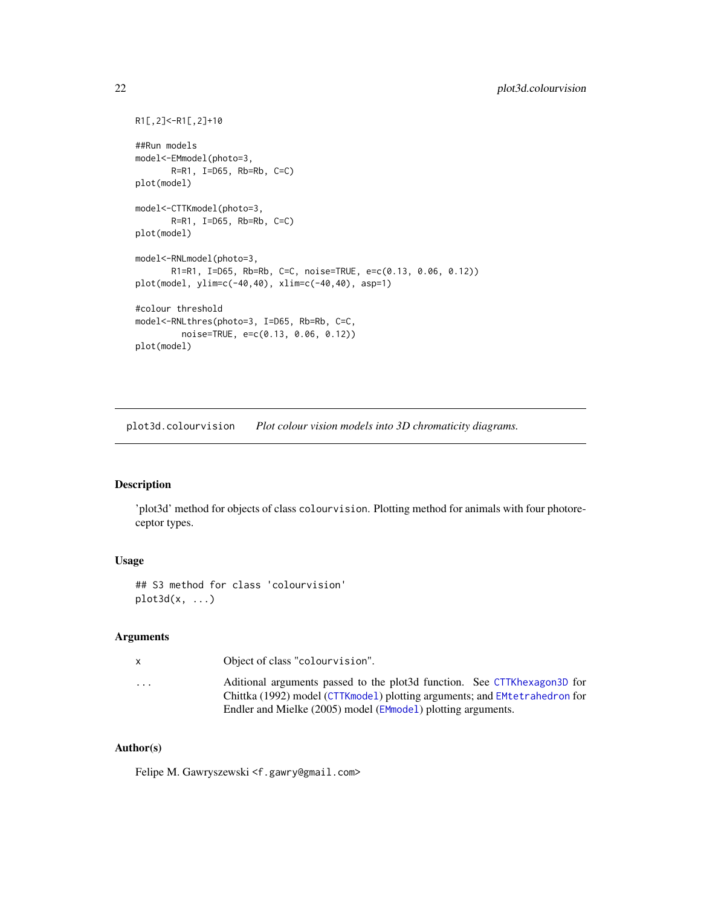```
R1[,2]<-R1[,2]+10

##Run models
model<-EMmodel(photo=3,
       R=R1, I=D65, Rb=Rb, C=C)
plot(model)

model<-CTTKmodel(photo=3,
       R=R1, I=D65, Rb=Rb, C=C)
plot(model)

model<-RNLmodel(photo=3,
       R1=R1, I=D65, Rb=Rb, C=C, noise=TRUE, e=c(0.13, 0.06, 0.12))
plot(model, ylim=c(-40,40), xlim=c(-40,40), asp=1)

#colour threshold
model<-RNLthres(photo=3, I=D65, Rb=Rb, C=C,
         noise=TRUE, e=c(0.13, 0.06, 0.12))
plot(model)
```

# plot3d.colourvision *Plot colour vision models into 3D chromaticity diagrams.*

## Description

'plot3d' method for objects of class colourvision. Plotting method for animals with four photoreceptor types.

## Usage

```
## S3 method for class 'colourvision'
plot3d(x, ...)
```

## Arguments

| | |
|---|---|
| x | Object of class "colourvision". |
| ... | Aditional arguments passed to the plot3d function. See CTTKhexagon3D for Chittka (1992) model (CTTKmodel) plotting arguments; and EMtetrahedron for Endler and Mielke (2005) model (EMmodel) plotting arguments. |

## Author(s)

Felipe M. Gawryszewski <f.gawry@gmail.com>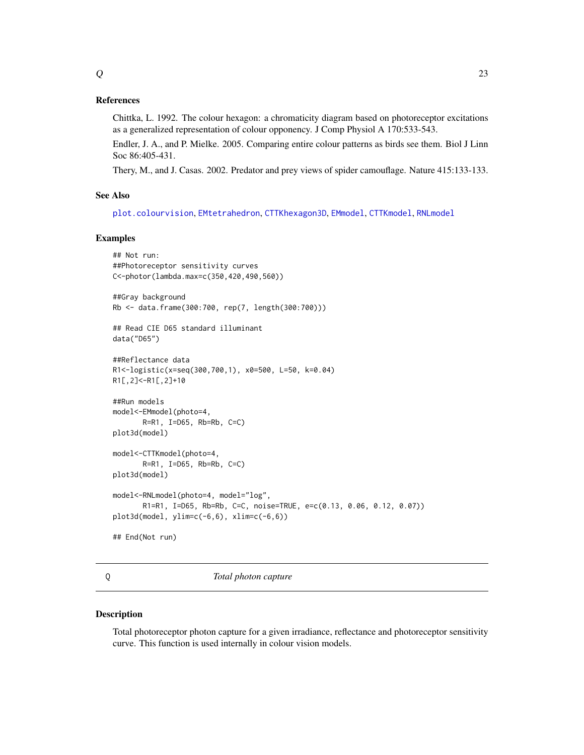### References

Chittka, L. 1992. The colour hexagon: a chromaticity diagram based on photoreceptor excitations as a generalized representation of colour opponency. J Comp Physiol A 170:533-543.

Endler, J. A., and P. Mielke. 2005. Comparing entire colour patterns as birds see them. Biol J Linn Soc 86:405-431.

Thery, M., and J. Casas. 2002. Predator and prey views of spider camouflage. Nature 415:133-133.

### See Also

plot.colourvision, EMtetrahedron, CTTKhexagon3D, EMmodel, CTTKmodel, RNLmodel

### Examples

```
## Not run:
##Photoreceptor sensitivity curves
C<-photor(lambda.max=c(350,420,490,560))

##Gray background
Rb <- data.frame(300:700, rep(7, length(300:700)))

## Read CIE D65 standard illuminant
data("D65")

##Reflectance data
R1<-logistic(x=seq(300,700,1), x0=500, L=50, k=0.04)
R1[,2]<-R1[,2]+10

##Run models
model<-EMmodel(photo=4,
       R=R1, I=D65, Rb=Rb, C=C)
plot3d(model)

model<-CTTKmodel(photo=4,
       R=R1, I=D65, Rb=Rb, C=C)
plot3d(model)

model<-RNLmodel(photo=4, model="log",
       R1=R1, I=D65, Rb=Rb, C=C, noise=TRUE, e=c(0.13, 0.06, 0.12, 0.07))
plot3d(model, ylim=c(-6,6), xlim=c(-6,6))

## End(Not run)
```

---

## Q    *Total photon capture*

---

### Description

Total photoreceptor photon capture for a given irradiance, reflectance and photoreceptor sensitivity curve. This function is used internally in colour vision models.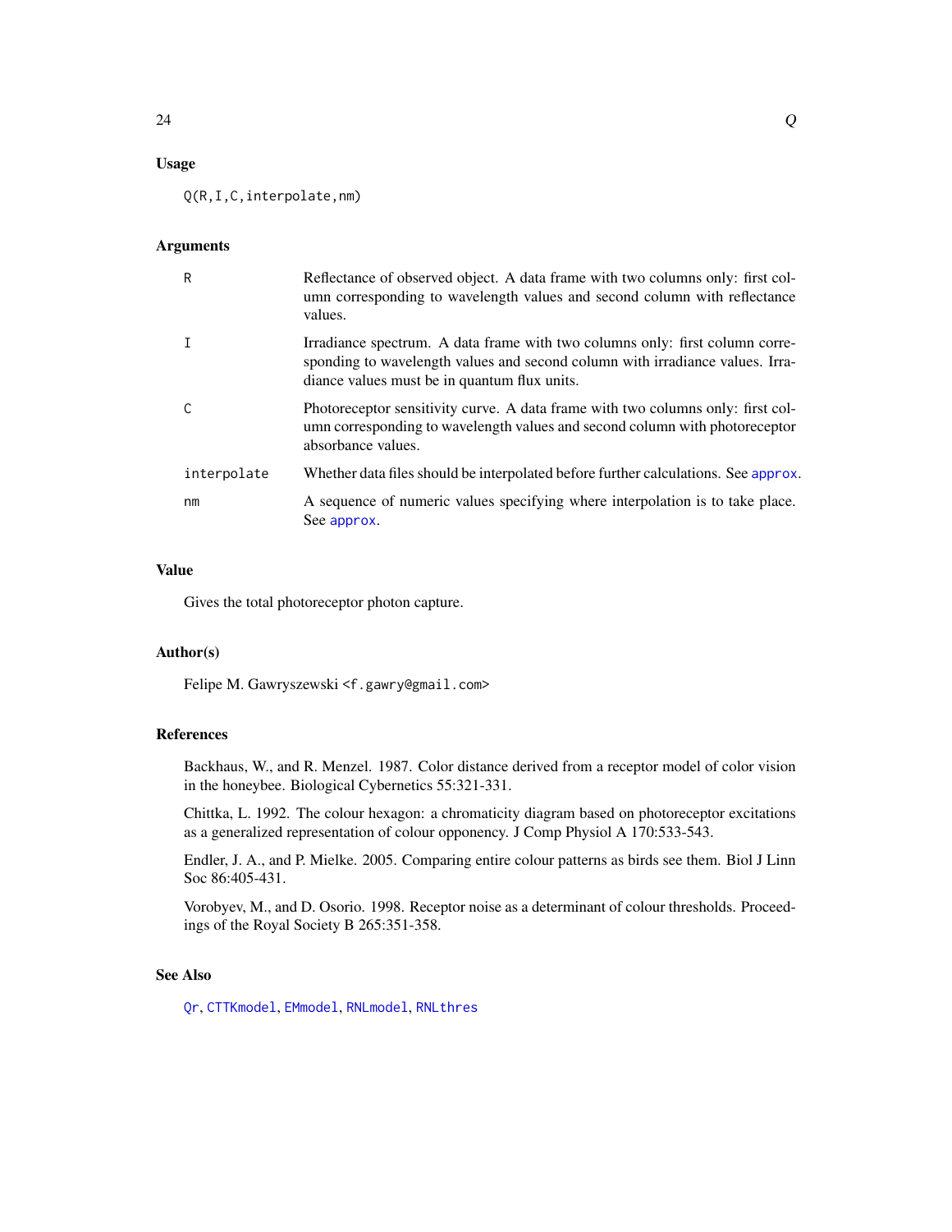## Usage

```
Q(R,I,C,interpolate,nm)
```

## Arguments

| | |
|---|---|
| R | Reflectance of observed object. A data frame with two columns only: first column corresponding to wavelength values and second column with reflectance values. |
| I | Irradiance spectrum. A data frame with two columns only: first column corresponding to wavelength values and second column with irradiance values. Irradiance values must be in quantum flux units. |
| C | Photoreceptor sensitivity curve. A data frame with two columns only: first column corresponding to wavelength values and second column with photoreceptor absorbance values. |
| interpolate | Whether data files should be interpolated before further calculations. See approx. |
| nm | A sequence of numeric values specifying where interpolation is to take place. See approx. |

## Value

Gives the total photoreceptor photon capture.

## Author(s)

Felipe M. Gawryszewski <f.gawry@gmail.com>

## References

Backhaus, W., and R. Menzel. 1987. Color distance derived from a receptor model of color vision in the honeybee. Biological Cybernetics 55:321-331.

Chittka, L. 1992. The colour hexagon: a chromaticity diagram based on photoreceptor excitations as a generalized representation of colour opponency. J Comp Physiol A 170:533-543.

Endler, J. A., and P. Mielke. 2005. Comparing entire colour patterns as birds see them. Biol J Linn Soc 86:405-431.

Vorobyev, M., and D. Osorio. 1998. Receptor noise as a determinant of colour thresholds. Proceedings of the Royal Society B 265:351-358.

## See Also

Qr, CTTKmodel, EMmodel, RNLmodel, RNLthres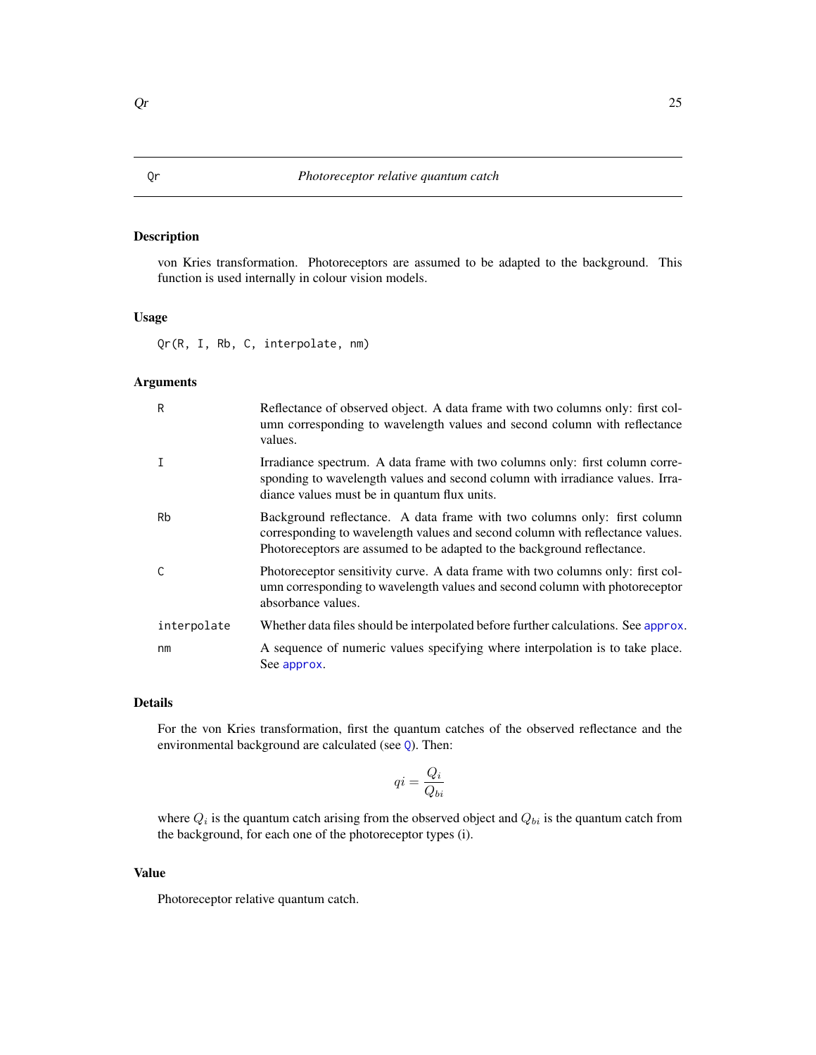## Qr — Photoreceptor relative quantum catch

### Description

von Kries transformation. Photoreceptors are assumed to be adapted to the background. This function is used internally in colour vision models.

### Usage

```
Qr(R, I, Rb, C, interpolate, nm)
```

### Arguments

| Argument | Description |
| --- | --- |
| R | Reflectance of observed object. A data frame with two columns only: first column corresponding to wavelength values and second column with reflectance values. |
| I | Irradiance spectrum. A data frame with two columns only: first column corresponding to wavelength values and second column with irradiance values. Irradiance values must be in quantum flux units. |
| Rb | Background reflectance. A data frame with two columns only: first column corresponding to wavelength values and second column with reflectance values. Photoreceptors are assumed to be adapted to the background reflectance. |
| C | Photoreceptor sensitivity curve. A data frame with two columns only: first column corresponding to wavelength values and second column with photoreceptor absorbance values. |
| interpolate | Whether data files should be interpolated before further calculations. See approx. |
| nm | A sequence of numeric values specifying where interpolation is to take place. See approx. |

### Details

For the von Kries transformation, first the quantum catches of the observed reflectance and the environmental background are calculated (see Q). Then:

$$qi = \frac{Q_i}{Q_{bi}}$$

where $Q_i$ is the quantum catch arising from the observed object and $Q_{bi}$ is the quantum catch from the background, for each one of the photoreceptor types (i).

### Value

Photoreceptor relative quantum catch.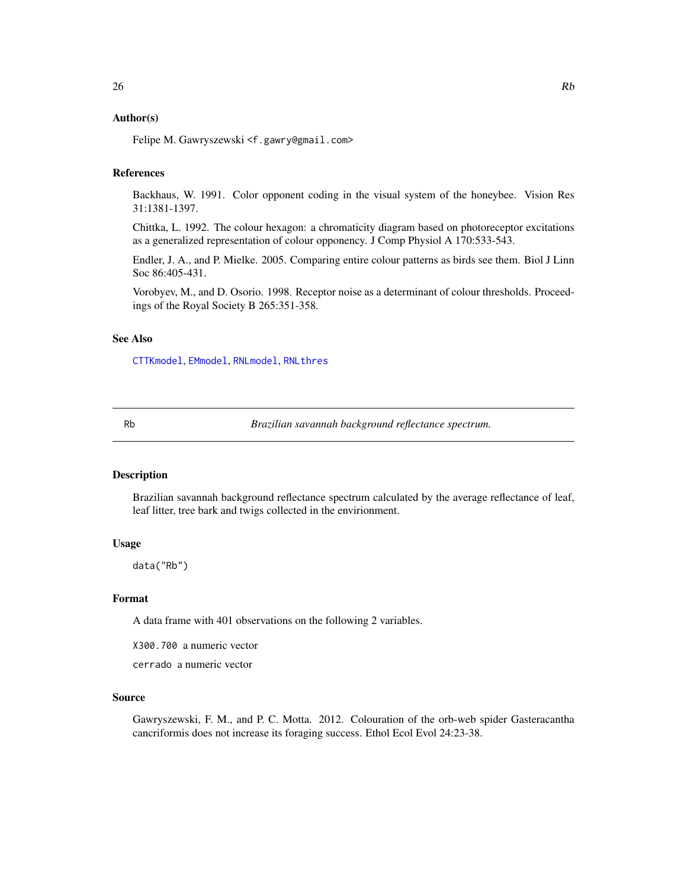### Author(s)

Felipe M. Gawryszewski <f.gawry@gmail.com>

### References

Backhaus, W. 1991. Color opponent coding in the visual system of the honeybee. Vision Res 31:1381-1397.

Chittka, L. 1992. The colour hexagon: a chromaticity diagram based on photoreceptor excitations as a generalized representation of colour opponency. J Comp Physiol A 170:533-543.

Endler, J. A., and P. Mielke. 2005. Comparing entire colour patterns as birds see them. Biol J Linn Soc 86:405-431.

Vorobyev, M., and D. Osorio. 1998. Receptor noise as a determinant of colour thresholds. Proceedings of the Royal Society B 265:351-358.

### See Also

CTTKmodel, EMmodel, RNLmodel, RNLthres

---

## Rb — *Brazilian savannah background reflectance spectrum.*

### Description

Brazilian savannah background reflectance spectrum calculated by the average reflectance of leaf, leaf litter, tree bark and twigs collected in the envirionment.

### Usage

```
data("Rb")
```

### Format

A data frame with 401 observations on the following 2 variables.

`X300.700` a numeric vector

`cerrado` a numeric vector

### Source

Gawryszewski, F. M., and P. C. Motta. 2012. Colouration of the orb-web spider Gasteracantha cancriformis does not increase its foraging success. Ethol Ecol Evol 24:23-38.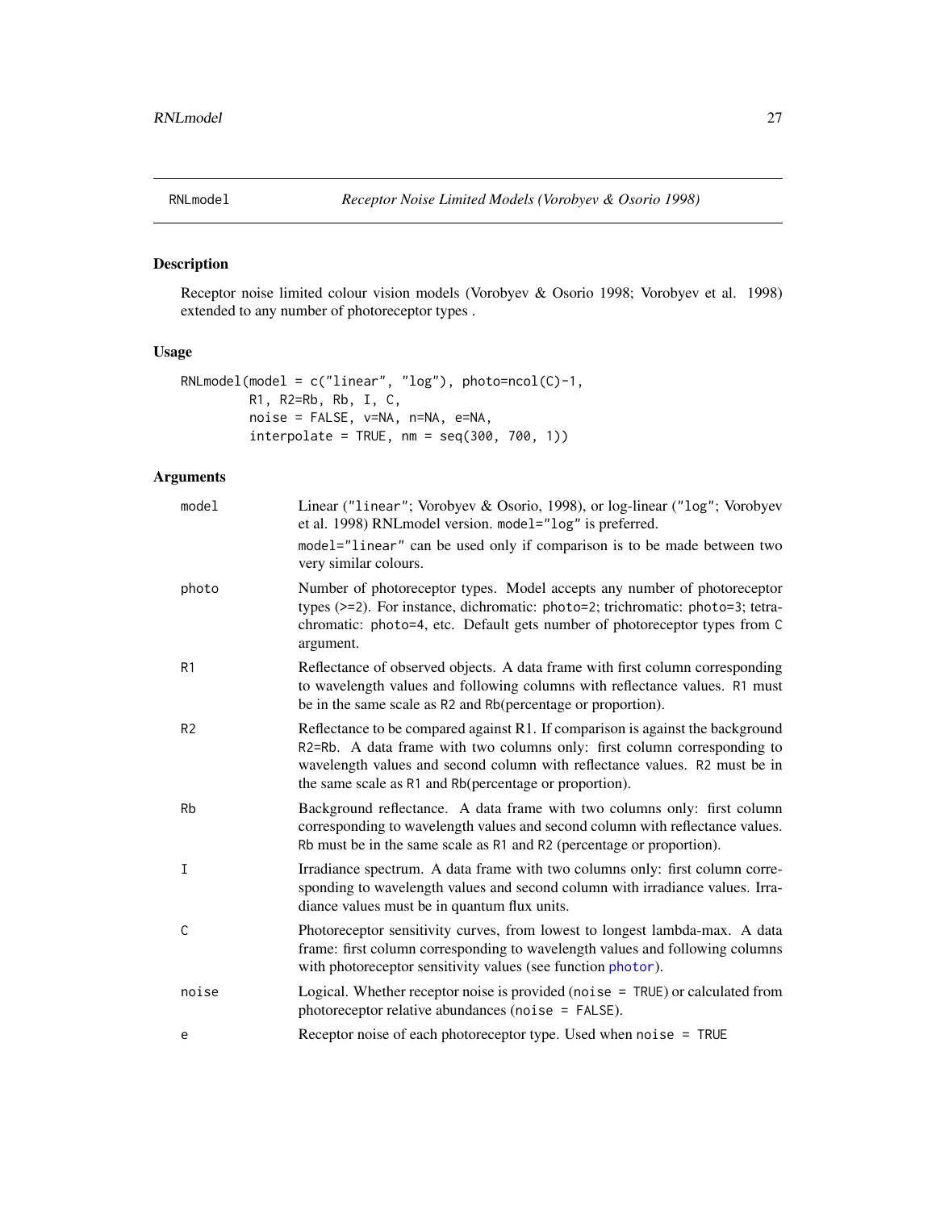# RNLmodel — *Receptor Noise Limited Models (Vorobyev & Osorio 1998)*

## Description

Receptor noise limited colour vision models (Vorobyev & Osorio 1998; Vorobyev et al. 1998) extended to any number of photoreceptor types .

## Usage

```
RNLmodel(model = c("linear", "log"), photo=ncol(C)-1,
         R1, R2=Rb, Rb, I, C,
         noise = FALSE, v=NA, n=NA, e=NA,
         interpolate = TRUE, nm = seq(300, 700, 1))
```

## Arguments

| | |
|---|---|
| `model` | Linear (`"linear"`; Vorobyev & Osorio, 1998), or log-linear (`"log"`; Vorobyev et al. 1998) RNLmodel version. `model="log"` is preferred. <br> `model="linear"` can be used only if comparison is to be made between two very similar colours. |
| `photo` | Number of photoreceptor types. Model accepts any number of photoreceptor types (>=2). For instance, dichromatic: `photo=2`; trichromatic: `photo=3`; tetrachromatic: `photo=4`, etc. Default gets number of photoreceptor types from `C` argument. |
| `R1` | Reflectance of observed objects. A data frame with first column corresponding to wavelength values and following columns with reflectance values. `R1` must be in the same scale as `R2` and `Rb`(percentage or proportion). |
| `R2` | Reflectance to be compared against R1. If comparison is against the background `R2=Rb`. A data frame with two columns only: first column corresponding to wavelength values and second column with reflectance values. `R2` must be in the same scale as `R1` and `Rb`(percentage or proportion). |
| `Rb` | Background reflectance. A data frame with two columns only: first column corresponding to wavelength values and second column with reflectance values. `Rb` must be in the same scale as `R1` and `R2` (percentage or proportion). |
| `I` | Irradiance spectrum. A data frame with two columns only: first column corresponding to wavelength values and second column with irradiance values. Irradiance values must be in quantum flux units. |
| `C` | Photoreceptor sensitivity curves, from lowest to longest lambda-max. A data frame: first column corresponding to wavelength values and following columns with photoreceptor sensitivity values (see function `photor`). |
| `noise` | Logical. Whether receptor noise is provided (`noise = TRUE`) or calculated from photoreceptor relative abundances (`noise = FALSE`). |
| `e` | Receptor noise of each photoreceptor type. Used when `noise = TRUE` |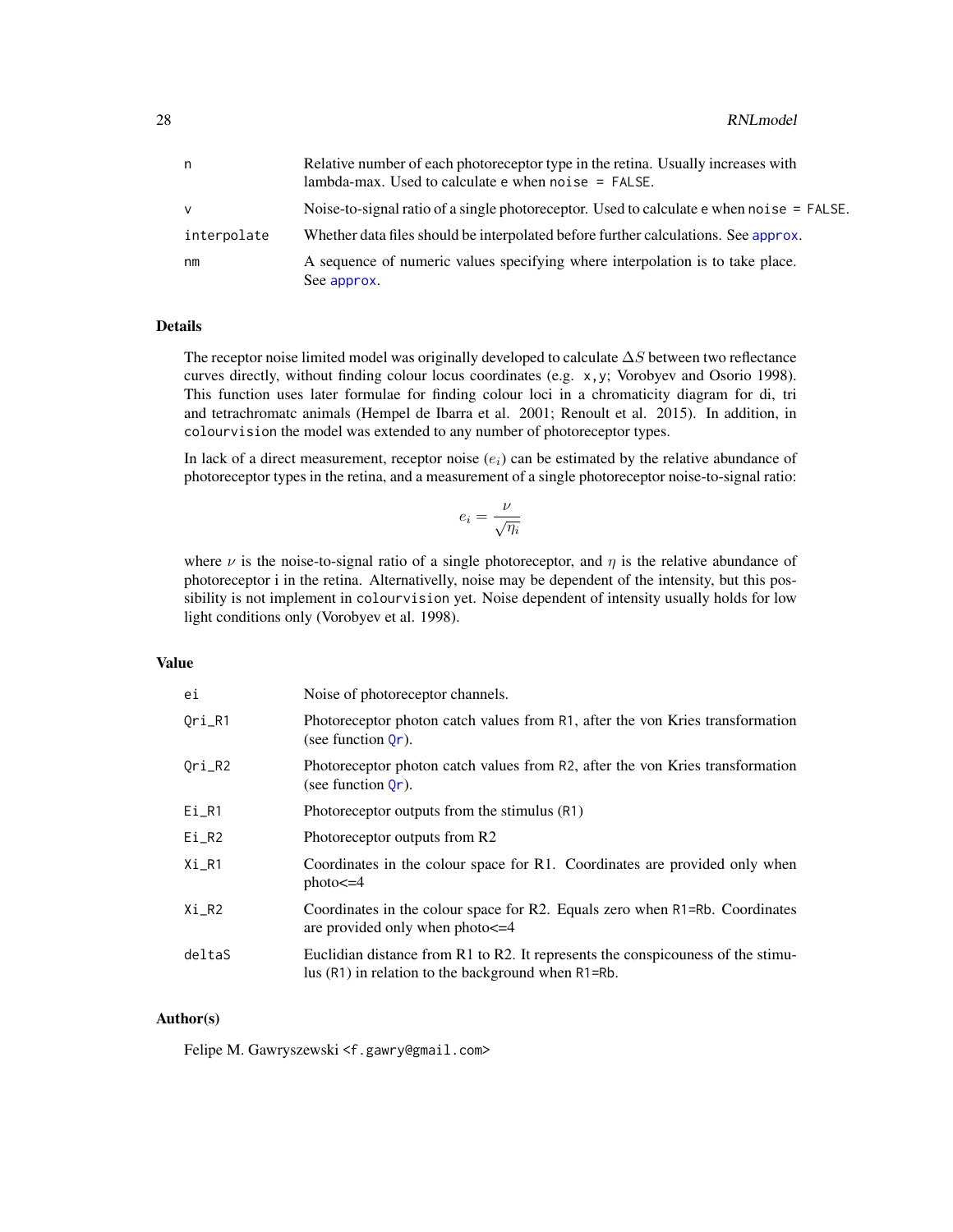| | |
|---|---|
| n | Relative number of each photoreceptor type in the retina. Usually increases with lambda-max. Used to calculate e when `noise = FALSE`. |
| v | Noise-to-signal ratio of a single photoreceptor. Used to calculate e when `noise = FALSE`. |
| interpolate | Whether data files should be interpolated before further calculations. See approx. |
| nm | A sequence of numeric values specifying where interpolation is to take place. See approx. |

## Details

The receptor noise limited model was originally developed to calculate $\Delta S$ between two reflectance curves directly, without finding colour locus coordinates (e.g. `x,y`; Vorobyev and Osorio 1998). This function uses later formulae for finding colour loci in a chromaticity diagram for di, tri and tetrachromatc animals (Hempel de Ibarra et al. 2001; Renoult et al. 2015). In addition, in `colourvision` the model was extended to any number of photoreceptor types.

In lack of a direct measurement, receptor noise ($e_i$) can be estimated by the relative abundance of photoreceptor types in the retina, and a measurement of a single photoreceptor noise-to-signal ratio:

$$e_i = \frac{\nu}{\sqrt{\eta_i}}$$

where $\nu$ is the noise-to-signal ratio of a single photoreceptor, and $\eta$ is the relative abundance of photoreceptor i in the retina. Alternativelly, noise may be dependent of the intensity, but this possibility is not implement in `colourvision` yet. Noise dependent of intensity usually holds for low light conditions only (Vorobyev et al. 1998).

## Value

| | |
|---|---|
| ei | Noise of photoreceptor channels. |
| Qri_R1 | Photoreceptor photon catch values from R1, after the von Kries transformation (see function Qr). |
| Qri_R2 | Photoreceptor photon catch values from R2, after the von Kries transformation (see function Qr). |
| Ei_R1 | Photoreceptor outputs from the stimulus (R1) |
| Ei_R2 | Photoreceptor outputs from R2 |
| Xi_R1 | Coordinates in the colour space for R1. Coordinates are provided only when photo<=4 |
| Xi_R2 | Coordinates in the colour space for R2. Equals zero when R1=Rb. Coordinates are provided only when photo<=4 |
| deltaS | Euclidian distance from R1 to R2. It represents the conspicouness of the stimulus (R1) in relation to the background when R1=Rb. |

## Author(s)

Felipe M. Gawryszewski <f.gawry@gmail.com>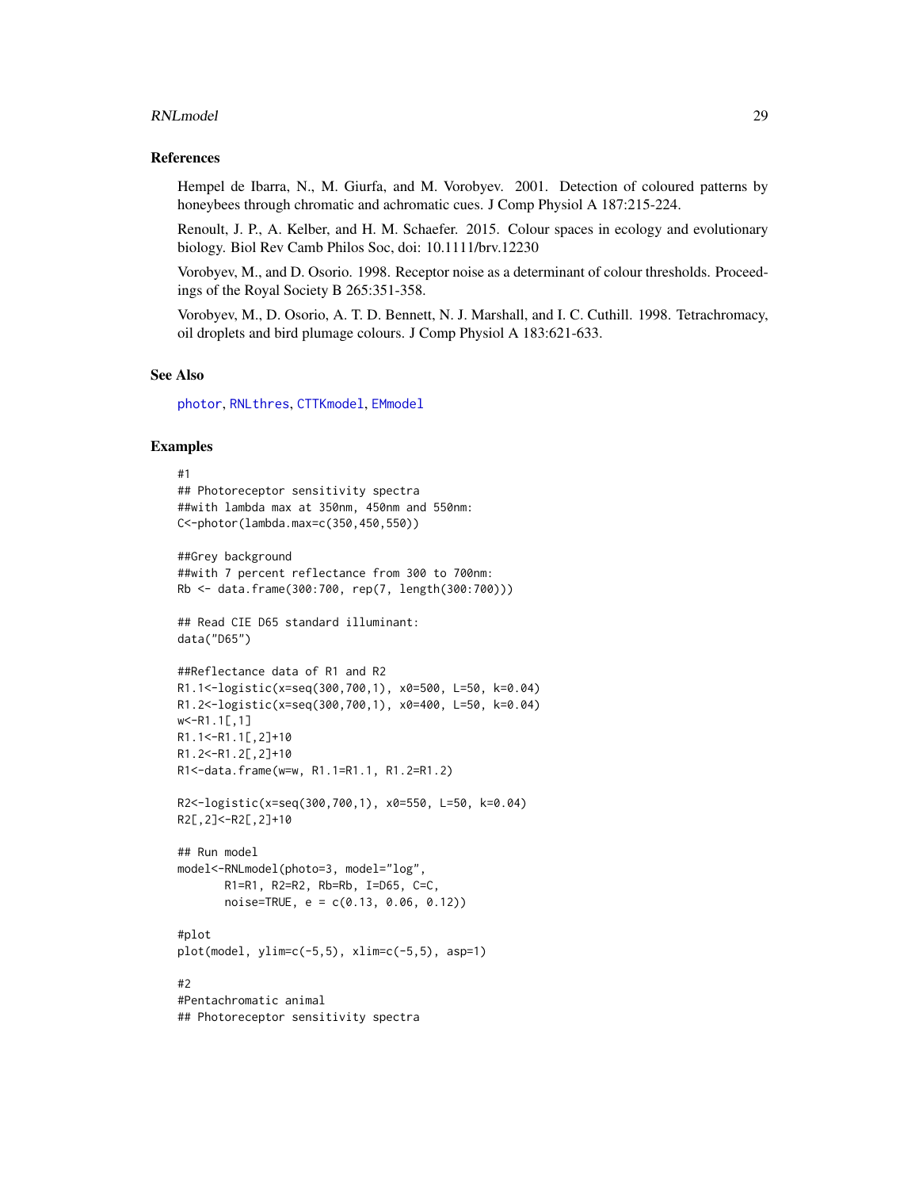## References

Hempel de Ibarra, N., M. Giurfa, and M. Vorobyev. 2001. Detection of coloured patterns by honeybees through chromatic and achromatic cues. J Comp Physiol A 187:215-224.

Renoult, J. P., A. Kelber, and H. M. Schaefer. 2015. Colour spaces in ecology and evolutionary biology. Biol Rev Camb Philos Soc, doi: 10.1111/brv.12230

Vorobyev, M., and D. Osorio. 1998. Receptor noise as a determinant of colour thresholds. Proceedings of the Royal Society B 265:351-358.

Vorobyev, M., D. Osorio, A. T. D. Bennett, N. J. Marshall, and I. C. Cuthill. 1998. Tetrachromacy, oil droplets and bird plumage colours. J Comp Physiol A 183:621-633.

## See Also

photor, RNLthres, CTTKmodel, EMmodel

## Examples

```
#1
## Photoreceptor sensitivity spectra
##with lambda max at 350nm, 450nm and 550nm:
C<-photor(lambda.max=c(350,450,550))

##Grey background
##with 7 percent reflectance from 300 to 700nm:
Rb <- data.frame(300:700, rep(7, length(300:700)))

## Read CIE D65 standard illuminant:
data("D65")

##Reflectance data of R1 and R2
R1.1<-logistic(x=seq(300,700,1), x0=500, L=50, k=0.04)
R1.2<-logistic(x=seq(300,700,1), x0=400, L=50, k=0.04)
w<-R1.1[,1]
R1.1<-R1.1[,2]+10
R1.2<-R1.2[,2]+10
R1<-data.frame(w=w, R1.1=R1.1, R1.2=R1.2)

R2<-logistic(x=seq(300,700,1), x0=550, L=50, k=0.04)
R2[,2]<-R2[,2]+10

## Run model
model<-RNLmodel(photo=3, model="log",
       R1=R1, R2=R2, Rb=Rb, I=D65, C=C,
       noise=TRUE, e = c(0.13, 0.06, 0.12))

#plot
plot(model, ylim=c(-5,5), xlim=c(-5,5), asp=1)

#2
#Pentachromatic animal
## Photoreceptor sensitivity spectra
```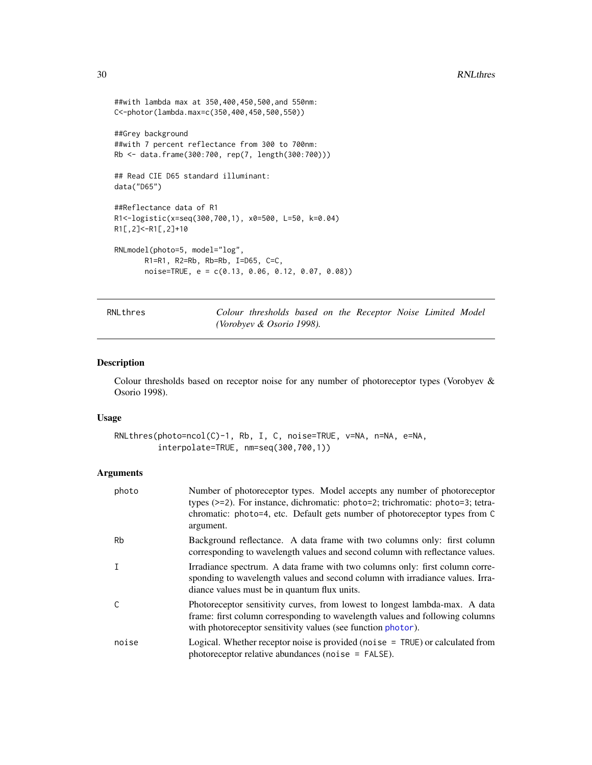```
##with lambda max at 350,400,450,500,and 550nm:
C<-photor(lambda.max=c(350,400,450,500,550))

##Grey background
##with 7 percent reflectance from 300 to 700nm:
Rb <- data.frame(300:700, rep(7, length(300:700)))

## Read CIE D65 standard illuminant:
data("D65")

##Reflectance data of R1
R1<-logistic(x=seq(300,700,1), x0=500, L=50, k=0.04)
R1[,2]<-R1[,2]+10

RNLmodel(photo=5, model="log",
       R1=R1, R2=Rb, Rb=Rb, I=D65, C=C,
       noise=TRUE, e = c(0.13, 0.06, 0.12, 0.07, 0.08))
```

---

RNLthres — *Colour thresholds based on the Receptor Noise Limited Model (Vorobyev & Osorio 1998).*

---

## Description

Colour thresholds based on receptor noise for any number of photoreceptor types (Vorobyev & Osorio 1998).

## Usage

```
RNLthres(photo=ncol(C)-1, Rb, I, C, noise=TRUE, v=NA, n=NA, e=NA,
         interpolate=TRUE, nm=seq(300,700,1))
```

## Arguments

| | |
|---|---|
| photo | Number of photoreceptor types. Model accepts any number of photoreceptor types (>=2). For instance, dichromatic: photo=2; trichromatic: photo=3; tetrachromatic: photo=4, etc. Default gets number of photoreceptor types from C argument. |
| Rb | Background reflectance. A data frame with two columns only: first column corresponding to wavelength values and second column with reflectance values. |
| I | Irradiance spectrum. A data frame with two columns only: first column corresponding to wavelength values and second column with irradiance values. Irradiance values must be in quantum flux units. |
| C | Photoreceptor sensitivity curves, from lowest to longest lambda-max. A data frame: first column corresponding to wavelength values and following columns with photoreceptor sensitivity values (see function photor). |
| noise | Logical. Whether receptor noise is provided (noise = TRUE) or calculated from photoreceptor relative abundances (noise = FALSE). |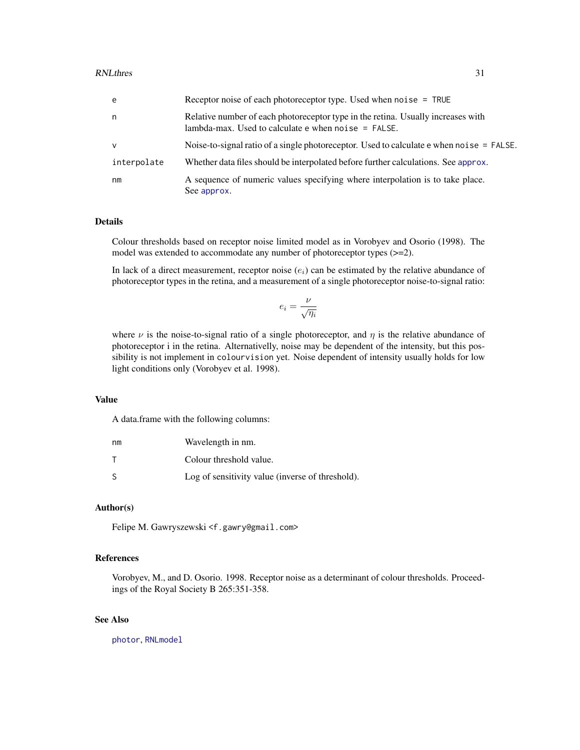| | |
|---|---|
| e | Receptor noise of each photoreceptor type. Used when `noise = TRUE` |
| n | Relative number of each photoreceptor type in the retina. Usually increases with lambda-max. Used to calculate e when `noise = FALSE`. |
| v | Noise-to-signal ratio of a single photoreceptor. Used to calculate e when `noise = FALSE`. |
| interpolate | Whether data files should be interpolated before further calculations. See `approx`. |
| nm | A sequence of numeric values specifying where interpolation is to take place. See `approx`. |

## Details

Colour thresholds based on receptor noise limited model as in Vorobyev and Osorio (1998). The model was extended to accommodate any number of photoreceptor types (>=2).

In lack of a direct measurement, receptor noise ($e_i$) can be estimated by the relative abundance of photoreceptor types in the retina, and a measurement of a single photoreceptor noise-to-signal ratio:

$$e_i = \frac{\nu}{\sqrt{\eta_i}}$$

where $\nu$ is the noise-to-signal ratio of a single photoreceptor, and $\eta$ is the relative abundance of photoreceptor i in the retina. Alternativelly, noise may be dependent of the intensity, but this possibility is not implement in `colourvision` yet. Noise dependent of intensity usually holds for low light conditions only (Vorobyev et al. 1998).

## Value

A data.frame with the following columns:

| | |
|---|---|
| nm | Wavelength in nm. |
| T | Colour threshold value. |
| S | Log of sensitivity value (inverse of threshold). |

## Author(s)

Felipe M. Gawryszewski <f.gawry@gmail.com>

## References

Vorobyev, M., and D. Osorio. 1998. Receptor noise as a determinant of colour thresholds. Proceedings of the Royal Society B 265:351-358.

## See Also

`photor`, `RNLmodel`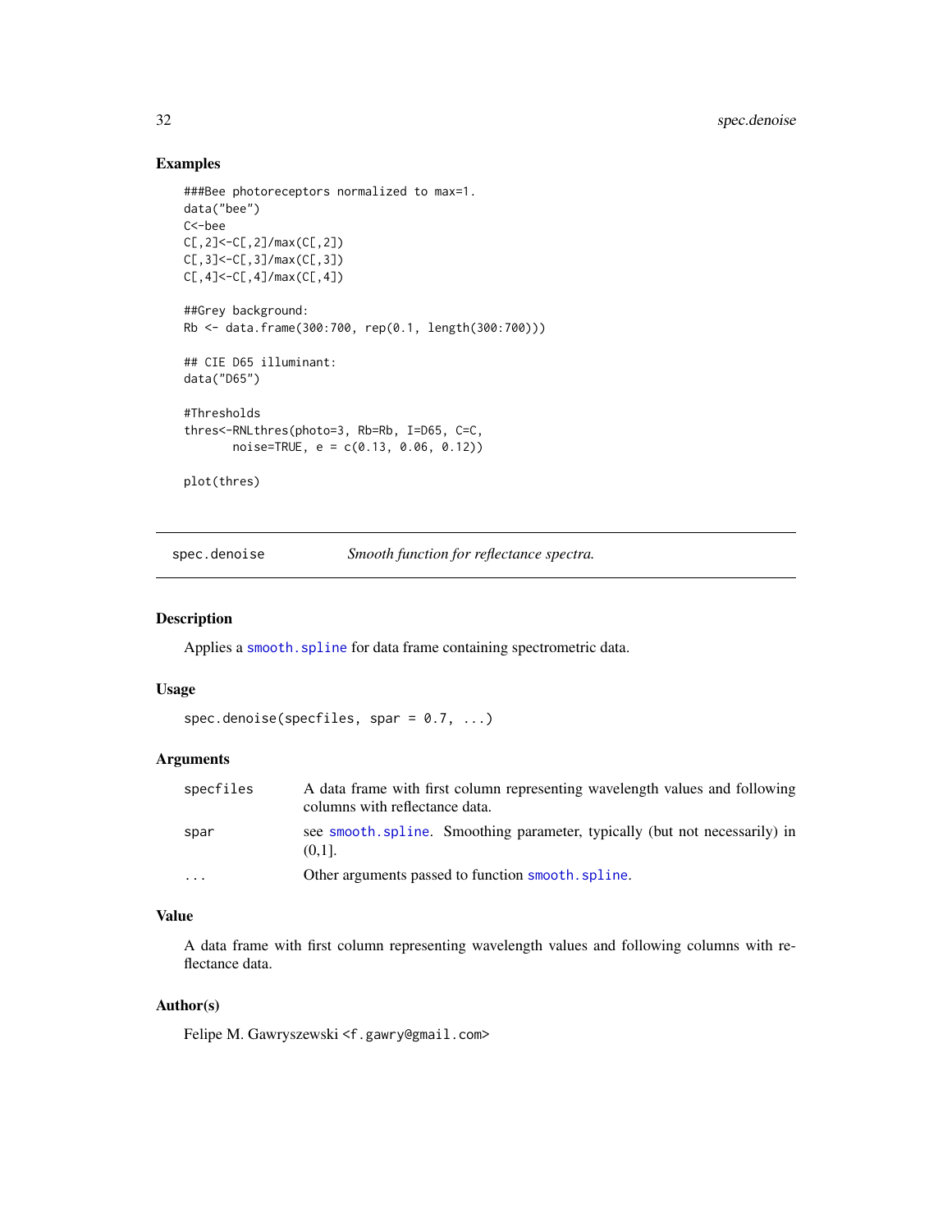## Examples

```
###Bee photoreceptors normalized to max=1.
data("bee")
C<-bee
C[,2]<-C[,2]/max(C[,2])
C[,3]<-C[,3]/max(C[,3])
C[,4]<-C[,4]/max(C[,4])

##Grey background:
Rb <- data.frame(300:700, rep(0.1, length(300:700)))

## CIE D65 illuminant:
data("D65")

#Thresholds
thres<-RNLthres(photo=3, Rb=Rb, I=D65, C=C,
       noise=TRUE, e = c(0.13, 0.06, 0.12))

plot(thres)
```

---

# spec.denoise — *Smooth function for reflectance spectra.*

## Description

Applies a `smooth.spline` for data frame containing spectrometric data.

## Usage

```
spec.denoise(specfiles, spar = 0.7, ...)
```

## Arguments

| | |
|---|---|
| specfiles | A data frame with first column representing wavelength values and following columns with reflectance data. |
| spar | see `smooth.spline`. Smoothing parameter, typically (but not necessarily) in (0,1]. |
| ... | Other arguments passed to function `smooth.spline`. |

## Value

A data frame with first column representing wavelength values and following columns with reflectance data.

## Author(s)

Felipe M. Gawryszewski <f.gawry@gmail.com>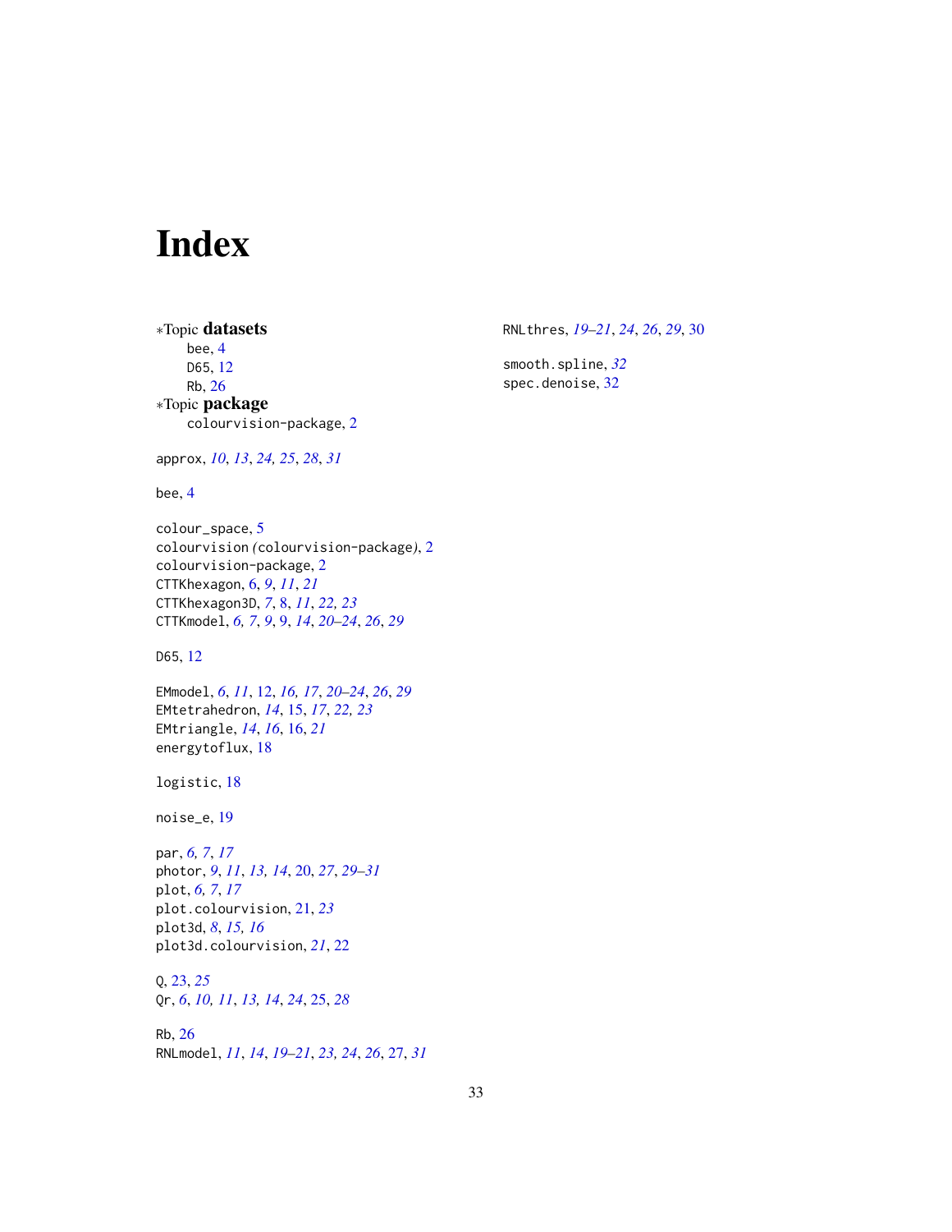# Index

∗Topic **datasets**

- bee, 4
- D65, 12
- Rb, 26

∗Topic **package**

- colourvision-package, 2

approx, *10*, *13*, *24, 25*, *28*, *31*

bee, 4

colour_space, 5
colourvision (colourvision-package), 2
colourvision-package, 2
CTTKhexagon, 6, *9*, *11*, *21*
CTTKhexagon3D, *7*, 8, *11*, *22, 23*
CTTKmodel, *6, 7*, *9*, 9, *14*, *20–24*, *26*, *29*

D65, 12

EMmodel, *6*, *11*, 12, *16, 17*, *20–24*, *26*, *29*
EMtetrahedron, *14*, 15, *17*, *22, 23*
EMtriangle, *14*, *16*, 16, *21*
energytoflux, 18

logistic, 18

noise_e, 19

par, *6, 7*, *17*
photor, *9*, *11*, *13, 14*, 20, *27*, *29–31*
plot, *6, 7*, *17*
plot.colourvision, 21, *23*
plot3d, *8*, *15, 16*
plot3d.colourvision, *21*, 22

Q, 23, *25*
Qr, *6*, *10, 11*, *13, 14*, *24*, 25, *28*

Rb, 26
RNLmodel, *11*, *14*, *19–21*, *23, 24*, *26*, 27, *31*
RNLthres, *19–21*, *24*, *26*, *29*, 30

smooth.spline, *32*
spec.denoise, 32